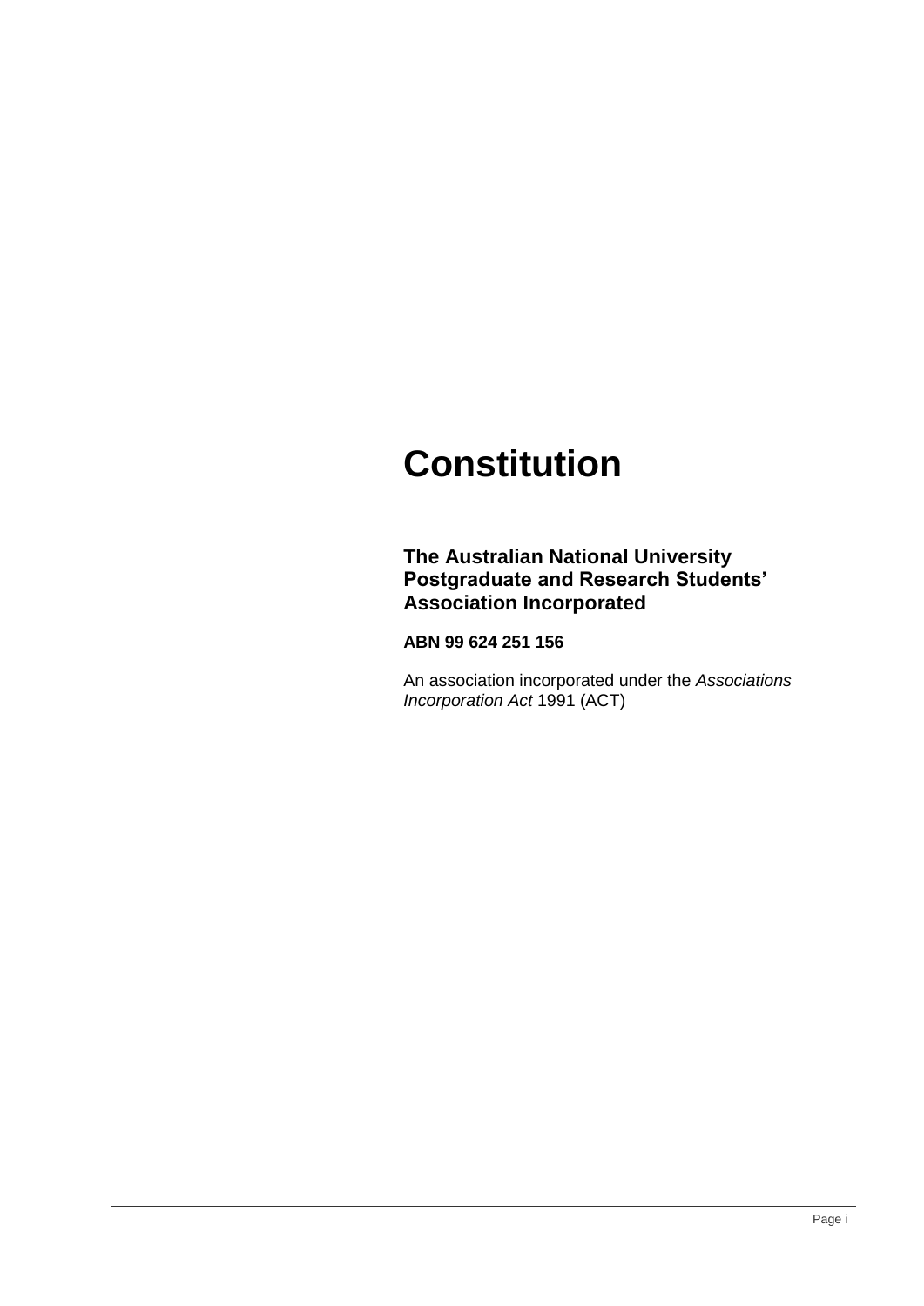# Constitution

## The Australian National University Postgraduate and Research Students' Association Incorporated

**ABN 99 624 251 156**

An association incorporated under the *Associations Incorporation Act* 1991 (ACT)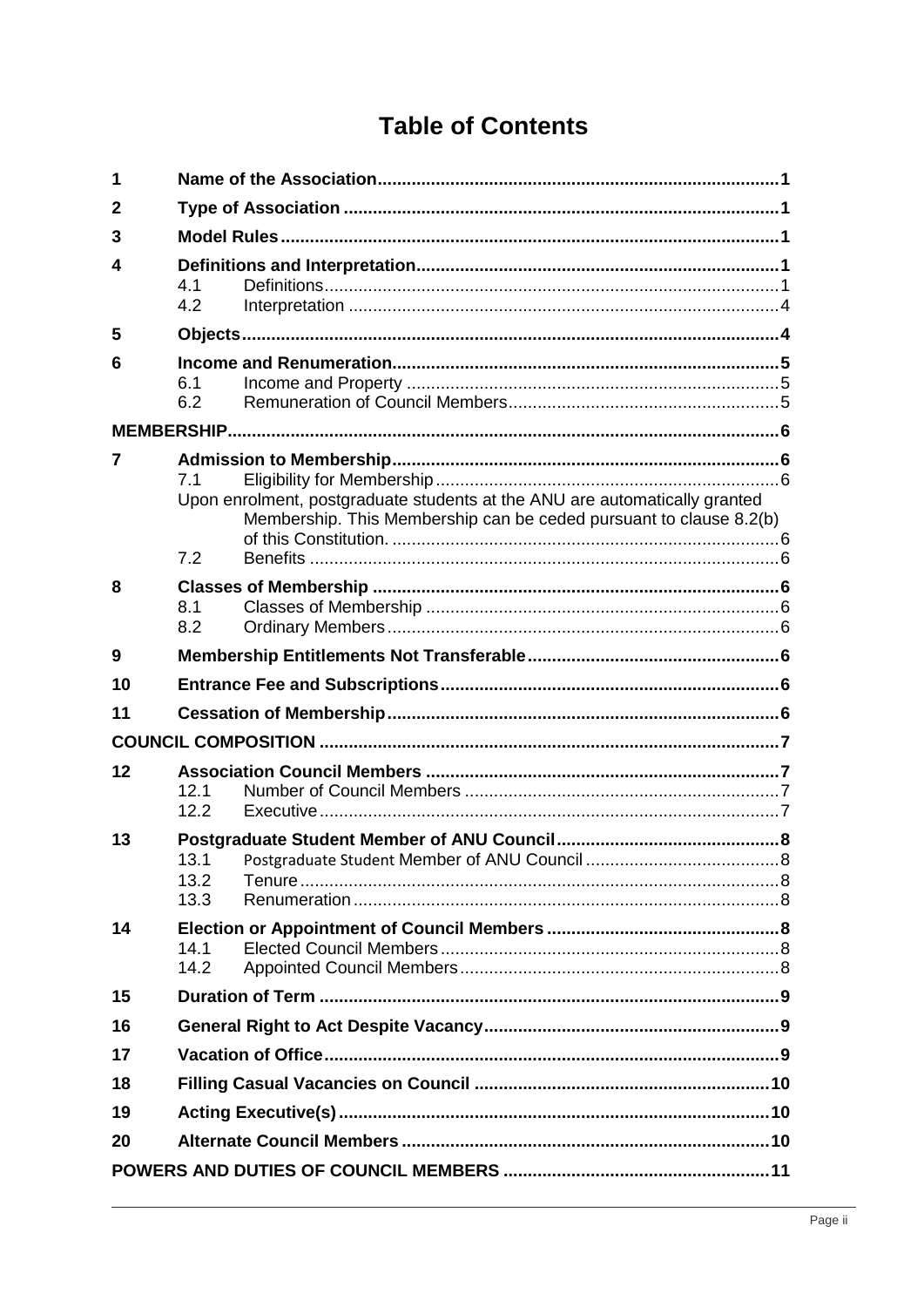# Table of Contents

| | | |
|---|---|---|
| **1** | **Name of the Association** | **1** |
| **2** | **Type of Association** | **1** |
| **3** | **Model Rules** | **1** |
| **4** | **Definitions and Interpretation** | **1** |
| | 4.1 Definitions | 1 |
| | 4.2 Interpretation | 4 |
| **5** | **Objects** | **4** |
| **6** | **Income and Renumeration** | **5** |
| | 6.1 Income and Property | 5 |
| | 6.2 Remuneration of Council Members | 5 |
| **MEMBERSHIP** | | **6** |
| **7** | **Admission to Membership** | **6** |
| | 7.1 Eligibility for Membership | 6 |
| | Upon enrolment, postgraduate students at the ANU are automatically granted Membership. This Membership can be ceded pursuant to clause 8.2(b) of this Constitution. | 6 |
| | 7.2 Benefits | 6 |
| **8** | **Classes of Membership** | **6** |
| | 8.1 Classes of Membership | 6 |
| | 8.2 Ordinary Members | 6 |
| **9** | **Membership Entitlements Not Transferable** | **6** |
| **10** | **Entrance Fee and Subscriptions** | **6** |
| **11** | **Cessation of Membership** | **6** |
| **COUNCIL COMPOSITION** | | **7** |
| **12** | **Association Council Members** | **7** |
| | 12.1 Number of Council Members | 7 |
| | 12.2 Executive | 7 |
| **13** | **Postgraduate Student Member of ANU Council** | **8** |
| | 13.1 Postgraduate Student Member of ANU Council | 8 |
| | 13.2 Tenure | 8 |
| | 13.3 Renumeration | 8 |
| **14** | **Election or Appointment of Council Members** | **8** |
| | 14.1 Elected Council Members | 8 |
| | 14.2 Appointed Council Members | 8 |
| **15** | **Duration of Term** | **9** |
| **16** | **General Right to Act Despite Vacancy** | **9** |
| **17** | **Vacation of Office** | **9** |
| **18** | **Filling Casual Vacancies on Council** | **10** |
| **19** | **Acting Executive(s)** | **10** |
| **20** | **Alternate Council Members** | **10** |
| **POWERS AND DUTIES OF COUNCIL MEMBERS** | | **11** |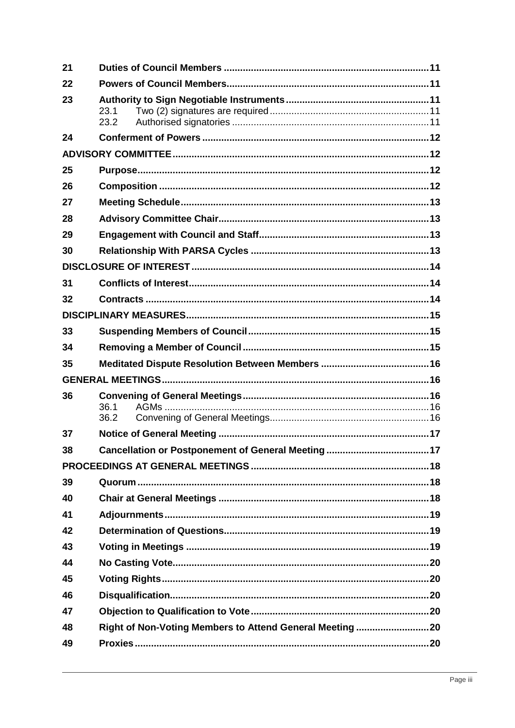| | | |
|---|---|---|
| **21** | **Duties of Council Members** | **11** |
| **22** | **Powers of Council Members** | **11** |
| **23** | **Authority to Sign Negotiable Instruments** | **11** |
| | 23.1 Two (2) signatures are required | 11 |
| | 23.2 Authorised signatories | 11 |
| **24** | **Conferment of Powers** | **12** |
| **ADVISORY COMMITTEE** | | **12** |
| **25** | **Purpose** | **12** |
| **26** | **Composition** | **12** |
| **27** | **Meeting Schedule** | **13** |
| **28** | **Advisory Committee Chair** | **13** |
| **29** | **Engagement with Council and Staff** | **13** |
| **30** | **Relationship With PARSA Cycles** | **13** |
| **DISCLOSURE OF INTEREST** | | **14** |
| **31** | **Conflicts of Interest** | **14** |
| **32** | **Contracts** | **14** |
| **DISCIPLINARY MEASURES** | | **15** |
| **33** | **Suspending Members of Council** | **15** |
| **34** | **Removing a Member of Council** | **15** |
| **35** | **Meditated Dispute Resolution Between Members** | **16** |
| **GENERAL MEETINGS** | | **16** |
| **36** | **Convening of General Meetings** | **16** |
| | 36.1 AGMs | 16 |
| | 36.2 Convening of General Meetings | 16 |
| **37** | **Notice of General Meeting** | **17** |
| **38** | **Cancellation or Postponement of General Meeting** | **17** |
| **PROCEEDINGS AT GENERAL MEETINGS** | | **18** |
| **39** | **Quorum** | **18** |
| **40** | **Chair at General Meetings** | **18** |
| **41** | **Adjournments** | **19** |
| **42** | **Determination of Questions** | **19** |
| **43** | **Voting in Meetings** | **19** |
| **44** | **No Casting Vote** | **20** |
| **45** | **Voting Rights** | **20** |
| **46** | **Disqualification** | **20** |
| **47** | **Objection to Qualification to Vote** | **20** |
| **48** | **Right of Non-Voting Members to Attend General Meeting** | **20** |
| **49** | **Proxies** | **20** |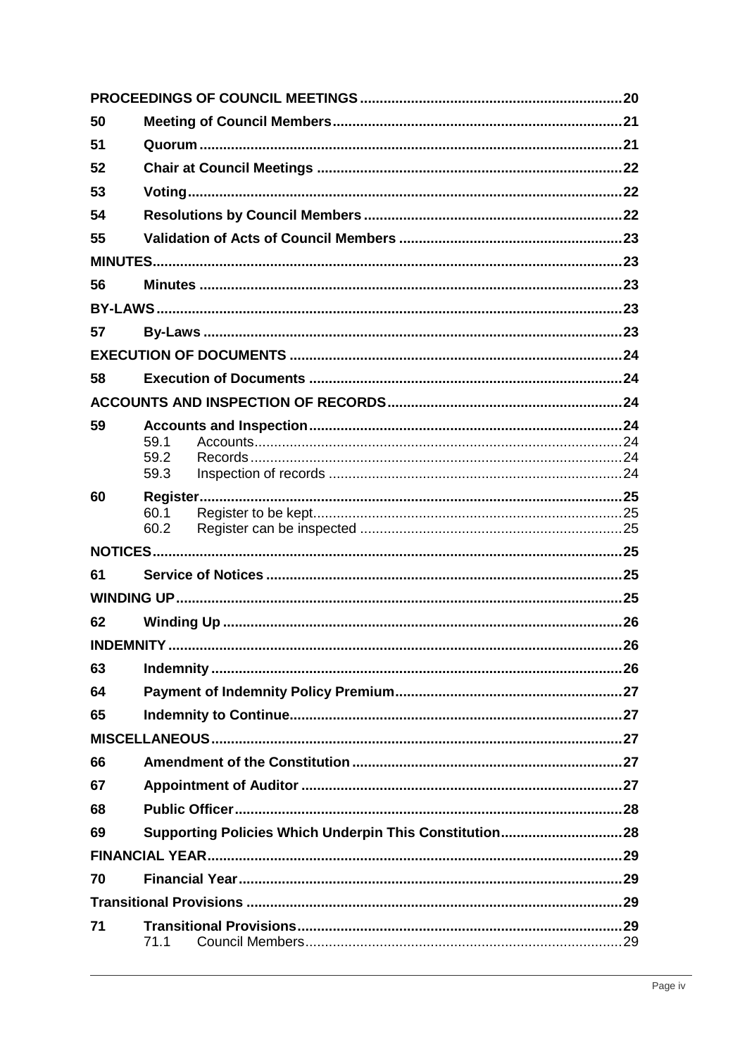| | | |
|---|---|---|
| **PROCEEDINGS OF COUNCIL MEETINGS** | | **20** |
| **50** | **Meeting of Council Members** | **21** |
| **51** | **Quorum** | **21** |
| **52** | **Chair at Council Meetings** | **22** |
| **53** | **Voting** | **22** |
| **54** | **Resolutions by Council Members** | **22** |
| **55** | **Validation of Acts of Council Members** | **23** |
| **MINUTES** | | **23** |
| **56** | **Minutes** | **23** |
| **BY-LAWS** | | **23** |
| **57** | **By-Laws** | **23** |
| **EXECUTION OF DOCUMENTS** | | **24** |
| **58** | **Execution of Documents** | **24** |
| **ACCOUNTS AND INSPECTION OF RECORDS** | | **24** |
| **59** | **Accounts and Inspection** | **24** |
| | 59.1 Accounts | 24 |
| | 59.2 Records | 24 |
| | 59.3 Inspection of records | 24 |
| **60** | **Register** | **25** |
| | 60.1 Register to be kept | 25 |
| | 60.2 Register can be inspected | 25 |
| **NOTICES** | | **25** |
| **61** | **Service of Notices** | **25** |
| **WINDING UP** | | **25** |
| **62** | **Winding Up** | **26** |
| **INDEMNITY** | | **26** |
| **63** | **Indemnity** | **26** |
| **64** | **Payment of Indemnity Policy Premium** | **27** |
| **65** | **Indemnity to Continue** | **27** |
| **MISCELLANEOUS** | | **27** |
| **66** | **Amendment of the Constitution** | **27** |
| **67** | **Appointment of Auditor** | **27** |
| **68** | **Public Officer** | **28** |
| **69** | **Supporting Policies Which Underpin This Constitution** | **28** |
| **FINANCIAL YEAR** | | **29** |
| **70** | **Financial Year** | **29** |
| **Transitional Provisions** | | **29** |
| **71** | **Transitional Provisions** | **29** |
| | 71.1 Council Members | 29 |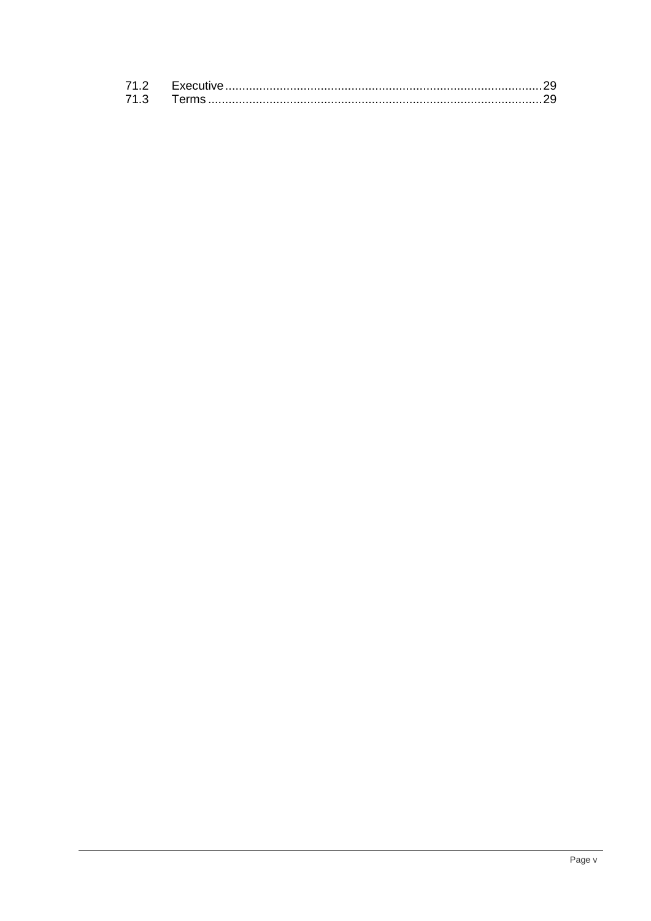| | | |
|---|---|---|
| 71.2 | Executive | 29 |
| 71.3 | Terms | 29 |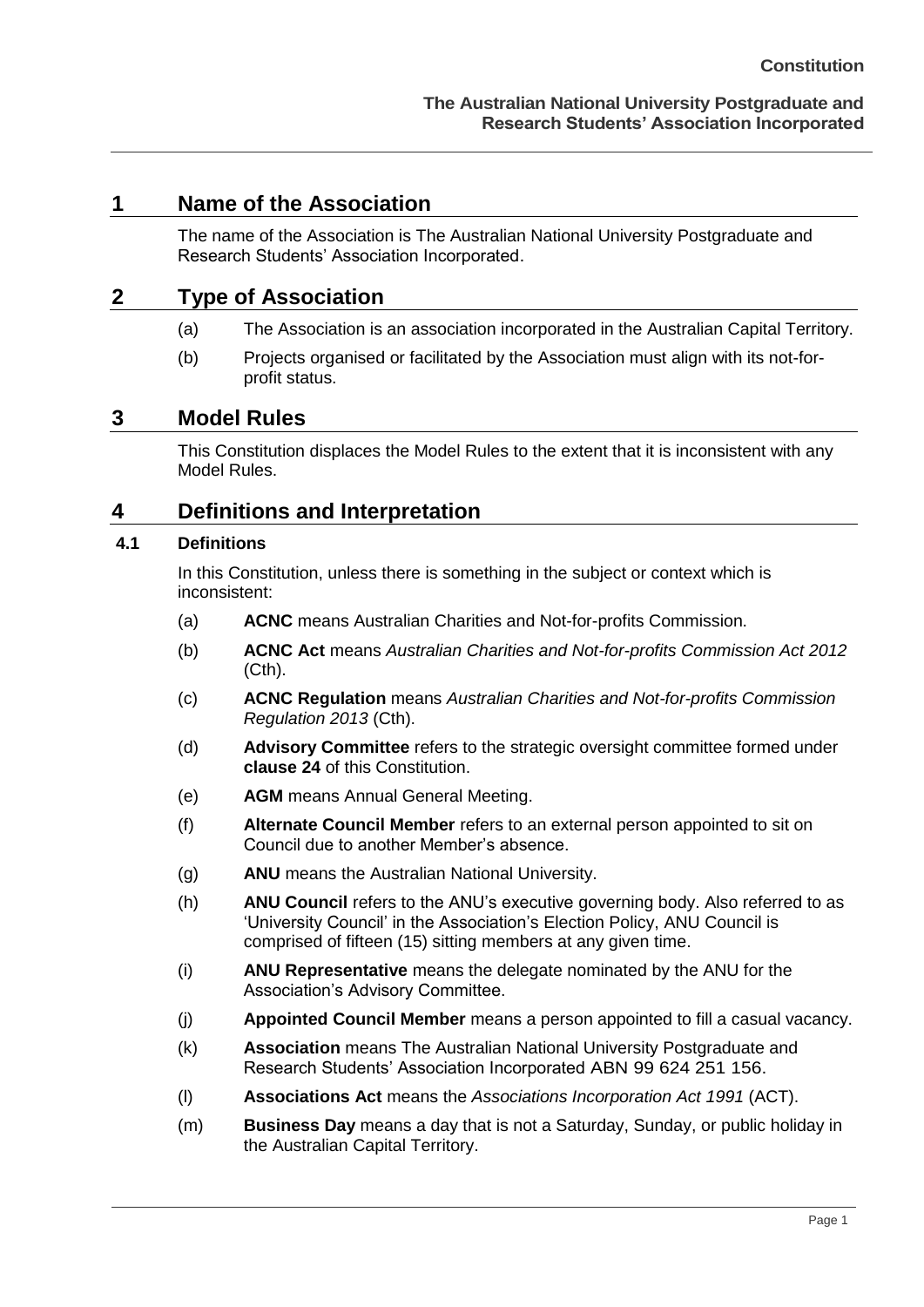# 1 Name of the Association

The name of the Association is The Australian National University Postgraduate and Research Students' Association Incorporated.

# 2 Type of Association

(a) The Association is an association incorporated in the Australian Capital Territory.

(b) Projects organised or facilitated by the Association must align with its not-for-profit status.

# 3 Model Rules

This Constitution displaces the Model Rules to the extent that it is inconsistent with any Model Rules.

# 4 Definitions and Interpretation

## 4.1 Definitions

In this Constitution, unless there is something in the subject or context which is inconsistent:

(a) **ACNC** means Australian Charities and Not-for-profits Commission.

(b) **ACNC Act** means *Australian Charities and Not-for-profits Commission Act 2012* (Cth).

(c) **ACNC Regulation** means *Australian Charities and Not-for-profits Commission Regulation 2013* (Cth).

(d) **Advisory Committee** refers to the strategic oversight committee formed under **clause 24** of this Constitution.

(e) **AGM** means Annual General Meeting.

(f) **Alternate Council Member** refers to an external person appointed to sit on Council due to another Member's absence.

(g) **ANU** means the Australian National University.

(h) **ANU Council** refers to the ANU's executive governing body. Also referred to as 'University Council' in the Association's Election Policy, ANU Council is comprised of fifteen (15) sitting members at any given time.

(i) **ANU Representative** means the delegate nominated by the ANU for the Association's Advisory Committee.

(j) **Appointed Council Member** means a person appointed to fill a casual vacancy.

(k) **Association** means The Australian National University Postgraduate and Research Students' Association Incorporated ABN 99 624 251 156.

(l) **Associations Act** means the *Associations Incorporation Act 1991* (ACT).

(m) **Business Day** means a day that is not a Saturday, Sunday, or public holiday in the Australian Capital Territory.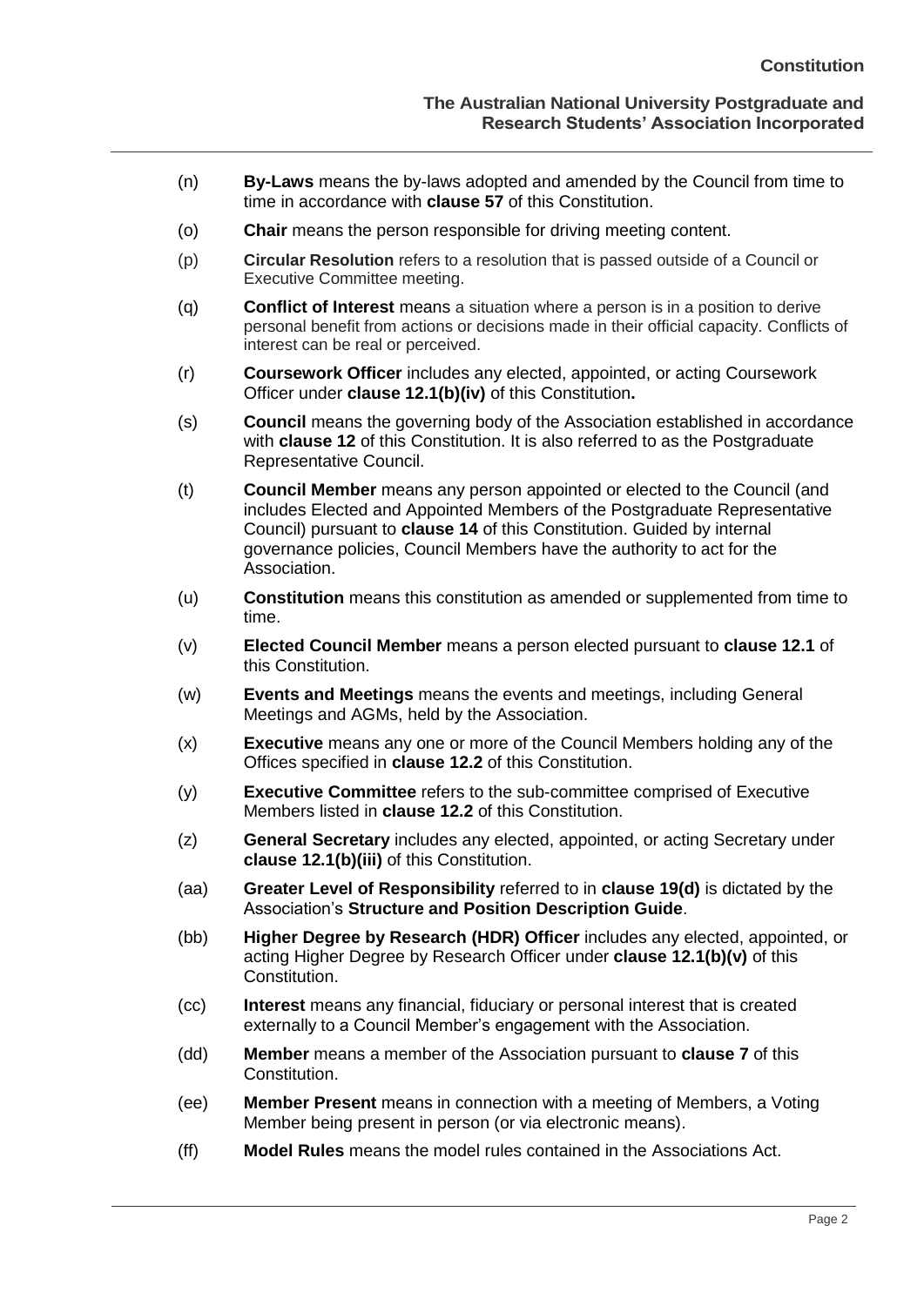(n) **By-Laws** means the by-laws adopted and amended by the Council from time to time in accordance with **clause 57** of this Constitution.

(o) **Chair** means the person responsible for driving meeting content.

(p) **Circular Resolution** refers to a resolution that is passed outside of a Council or Executive Committee meeting.

(q) **Conflict of Interest** means a situation where a person is in a position to derive personal benefit from actions or decisions made in their official capacity. Conflicts of interest can be real or perceived.

(r) **Coursework Officer** includes any elected, appointed, or acting Coursework Officer under **clause 12.1(b)(iv)** of this Constitution**.**

(s) **Council** means the governing body of the Association established in accordance with **clause 12** of this Constitution. It is also referred to as the Postgraduate Representative Council.

(t) **Council Member** means any person appointed or elected to the Council (and includes Elected and Appointed Members of the Postgraduate Representative Council) pursuant to **clause 14** of this Constitution. Guided by internal governance policies, Council Members have the authority to act for the Association.

(u) **Constitution** means this constitution as amended or supplemented from time to time.

(v) **Elected Council Member** means a person elected pursuant to **clause 12.1** of this Constitution.

(w) **Events and Meetings** means the events and meetings, including General Meetings and AGMs, held by the Association.

(x) **Executive** means any one or more of the Council Members holding any of the Offices specified in **clause 12.2** of this Constitution.

(y) **Executive Committee** refers to the sub-committee comprised of Executive Members listed in **clause 12.2** of this Constitution.

(z) **General Secretary** includes any elected, appointed, or acting Secretary under **clause 12.1(b)(iii)** of this Constitution.

(aa) **Greater Level of Responsibility** referred to in **clause 19(d)** is dictated by the Association's **Structure and Position Description Guide**.

(bb) **Higher Degree by Research (HDR) Officer** includes any elected, appointed, or acting Higher Degree by Research Officer under **clause 12.1(b)(v)** of this Constitution.

(cc) **Interest** means any financial, fiduciary or personal interest that is created externally to a Council Member's engagement with the Association.

(dd) **Member** means a member of the Association pursuant to **clause 7** of this Constitution.

(ee) **Member Present** means in connection with a meeting of Members, a Voting Member being present in person (or via electronic means).

(ff) **Model Rules** means the model rules contained in the Associations Act.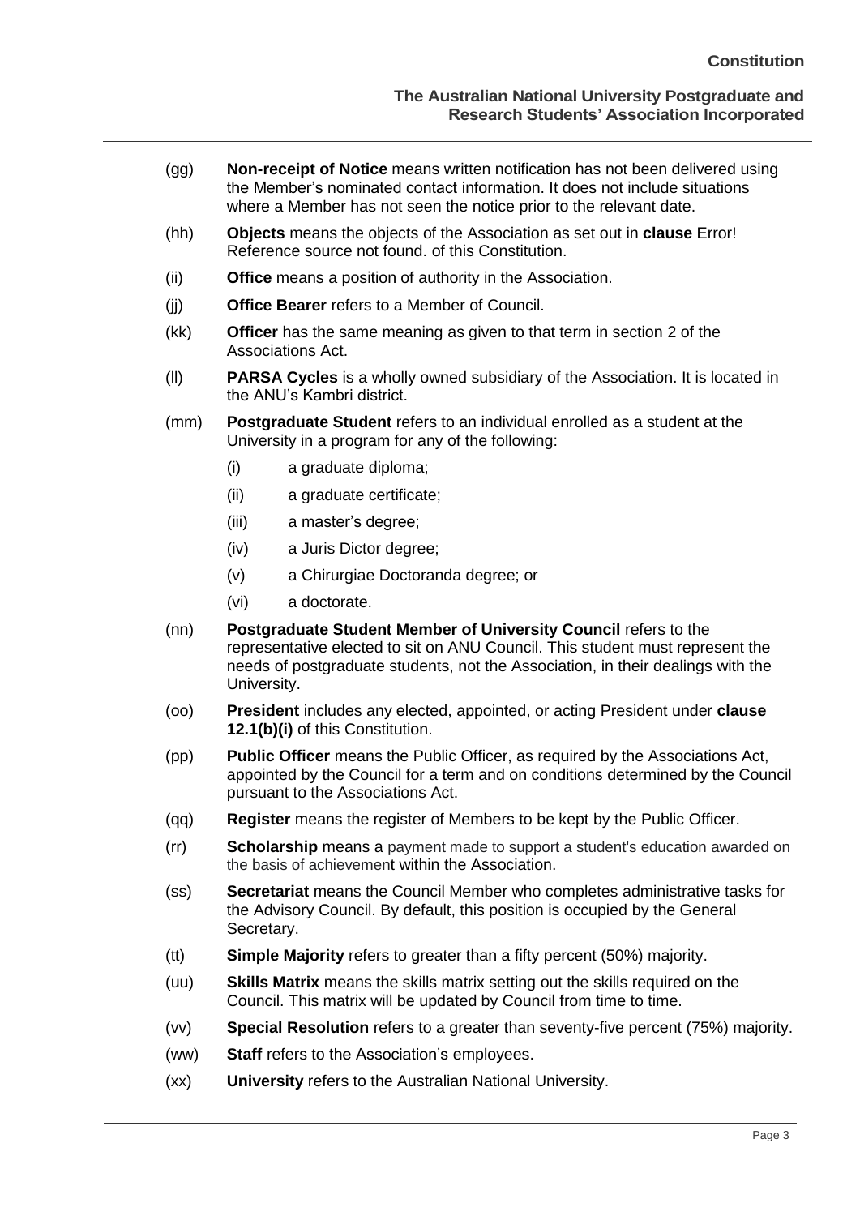(gg) **Non-receipt of Notice** means written notification has not been delivered using the Member's nominated contact information. It does not include situations where a Member has not seen the notice prior to the relevant date.

(hh) **Objects** means the objects of the Association as set out in **clause** Error! Reference source not found. of this Constitution.

(ii) **Office** means a position of authority in the Association.

(jj) **Office Bearer** refers to a Member of Council.

(kk) **Officer** has the same meaning as given to that term in section 2 of the Associations Act.

(ll) **PARSA Cycles** is a wholly owned subsidiary of the Association. It is located in the ANU's Kambri district.

(mm) **Postgraduate Student** refers to an individual enrolled as a student at the University in a program for any of the following:

- (i) a graduate diploma;
- (ii) a graduate certificate;
- (iii) a master's degree;
- (iv) a Juris Dictor degree;
- (v) a Chirurgiae Doctoranda degree; or
- (vi) a doctorate.

(nn) **Postgraduate Student Member of University Council** refers to the representative elected to sit on ANU Council. This student must represent the needs of postgraduate students, not the Association, in their dealings with the University.

(oo) **President** includes any elected, appointed, or acting President under **clause 12.1(b)(i)** of this Constitution.

(pp) **Public Officer** means the Public Officer, as required by the Associations Act, appointed by the Council for a term and on conditions determined by the Council pursuant to the Associations Act.

(qq) **Register** means the register of Members to be kept by the Public Officer.

(rr) **Scholarship** means a payment made to support a student's education awarded on the basis of achievement within the Association.

(ss) **Secretariat** means the Council Member who completes administrative tasks for the Advisory Council. By default, this position is occupied by the General Secretary.

(tt) **Simple Majority** refers to greater than a fifty percent (50%) majority.

(uu) **Skills Matrix** means the skills matrix setting out the skills required on the Council. This matrix will be updated by Council from time to time.

(vv) **Special Resolution** refers to a greater than seventy-five percent (75%) majority.

(ww) **Staff** refers to the Association's employees.

(xx) **University** refers to the Australian National University.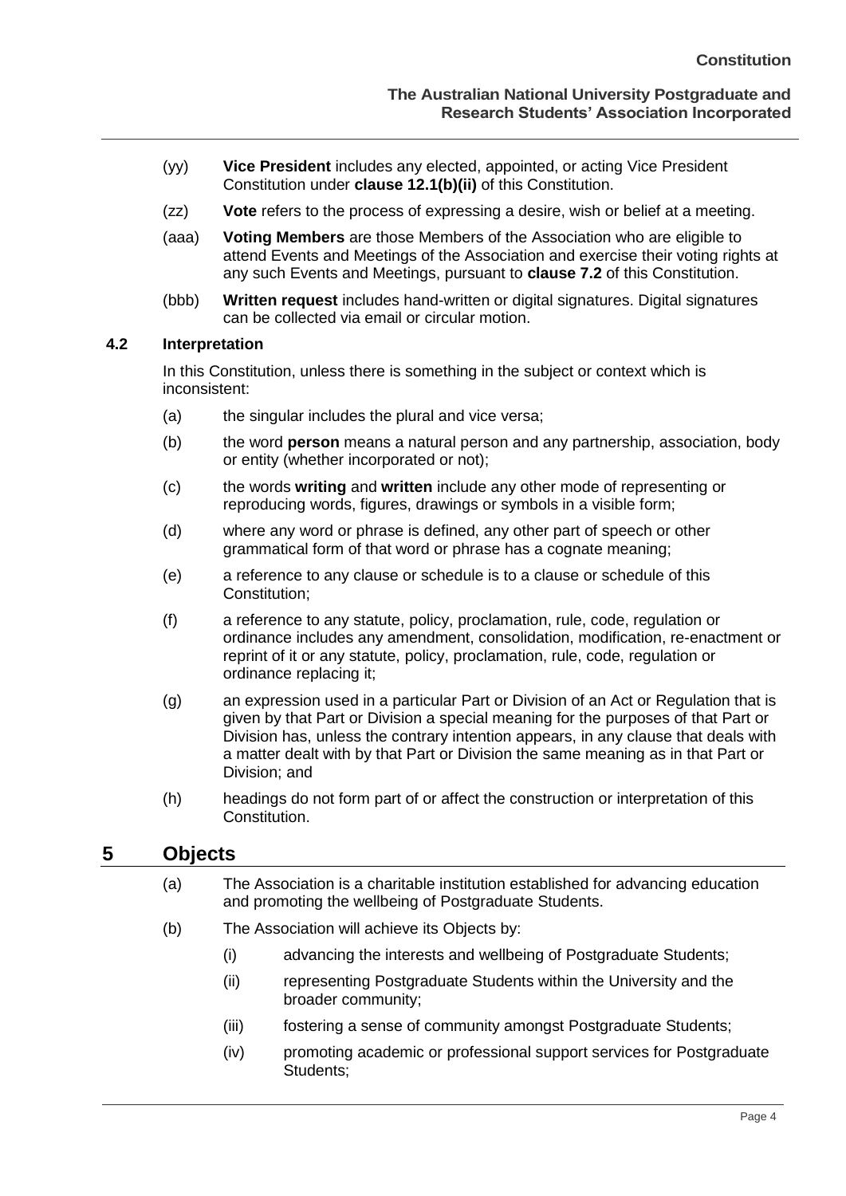(yy) **Vice President** includes any elected, appointed, or acting Vice President Constitution under **clause 12.1(b)(ii)** of this Constitution.

(zz) **Vote** refers to the process of expressing a desire, wish or belief at a meeting.

(aaa) **Voting Members** are those Members of the Association who are eligible to attend Events and Meetings of the Association and exercise their voting rights at any such Events and Meetings, pursuant to **clause 7.2** of this Constitution.

(bbb) **Written request** includes hand-written or digital signatures. Digital signatures can be collected via email or circular motion.

### 4.2 Interpretation

In this Constitution, unless there is something in the subject or context which is inconsistent:

(a) the singular includes the plural and vice versa;

(b) the word **person** means a natural person and any partnership, association, body or entity (whether incorporated or not);

(c) the words **writing** and **written** include any other mode of representing or reproducing words, figures, drawings or symbols in a visible form;

(d) where any word or phrase is defined, any other part of speech or other grammatical form of that word or phrase has a cognate meaning;

(e) a reference to any clause or schedule is to a clause or schedule of this Constitution;

(f) a reference to any statute, policy, proclamation, rule, code, regulation or ordinance includes any amendment, consolidation, modification, re-enactment or reprint of it or any statute, policy, proclamation, rule, code, regulation or ordinance replacing it;

(g) an expression used in a particular Part or Division of an Act or Regulation that is given by that Part or Division a special meaning for the purposes of that Part or Division has, unless the contrary intention appears, in any clause that deals with a matter dealt with by that Part or Division the same meaning as in that Part or Division; and

(h) headings do not form part of or affect the construction or interpretation of this Constitution.

## 5 Objects

(a) The Association is a charitable institution established for advancing education and promoting the wellbeing of Postgraduate Students.

(b) The Association will achieve its Objects by:

- (i) advancing the interests and wellbeing of Postgraduate Students;
- (ii) representing Postgraduate Students within the University and the broader community;
- (iii) fostering a sense of community amongst Postgraduate Students;
- (iv) promoting academic or professional support services for Postgraduate Students;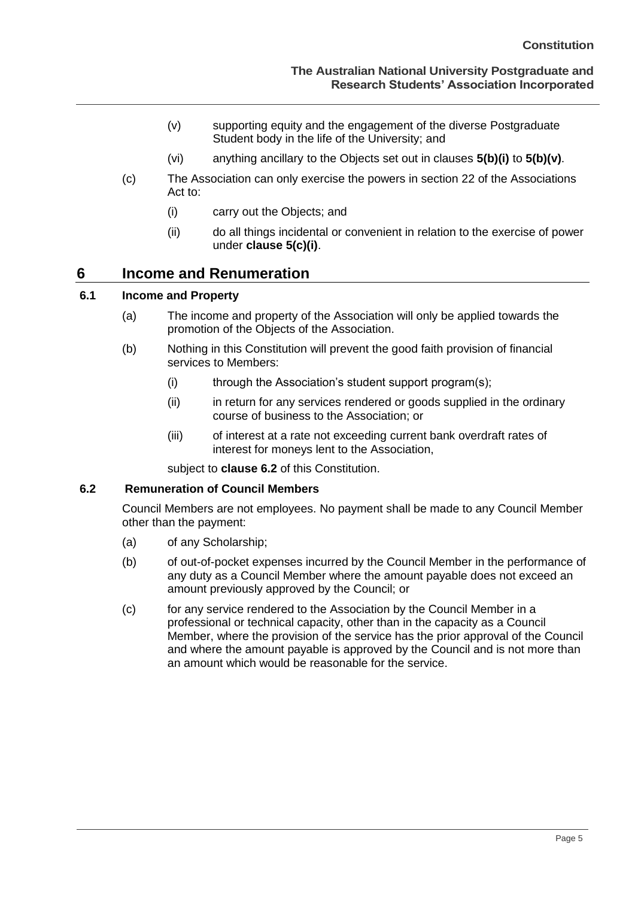(v) supporting equity and the engagement of the diverse Postgraduate Student body in the life of the University; and

(vi) anything ancillary to the Objects set out in clauses **5(b)(i)** to **5(b)(v)**.

(c) The Association can only exercise the powers in section 22 of the Associations Act to:

(i) carry out the Objects; and

(ii) do all things incidental or convenient in relation to the exercise of power under **clause 5(c)(i)**.

# 6 Income and Renumeration

## 6.1 Income and Property

(a) The income and property of the Association will only be applied towards the promotion of the Objects of the Association.

(b) Nothing in this Constitution will prevent the good faith provision of financial services to Members:

(i) through the Association's student support program(s);

(ii) in return for any services rendered or goods supplied in the ordinary course of business to the Association; or

(iii) of interest at a rate not exceeding current bank overdraft rates of interest for moneys lent to the Association,

subject to **clause 6.2** of this Constitution.

## 6.2 Remuneration of Council Members

Council Members are not employees. No payment shall be made to any Council Member other than the payment:

(a) of any Scholarship;

(b) of out-of-pocket expenses incurred by the Council Member in the performance of any duty as a Council Member where the amount payable does not exceed an amount previously approved by the Council; or

(c) for any service rendered to the Association by the Council Member in a professional or technical capacity, other than in the capacity as a Council Member, where the provision of the service has the prior approval of the Council and where the amount payable is approved by the Council and is not more than an amount which would be reasonable for the service.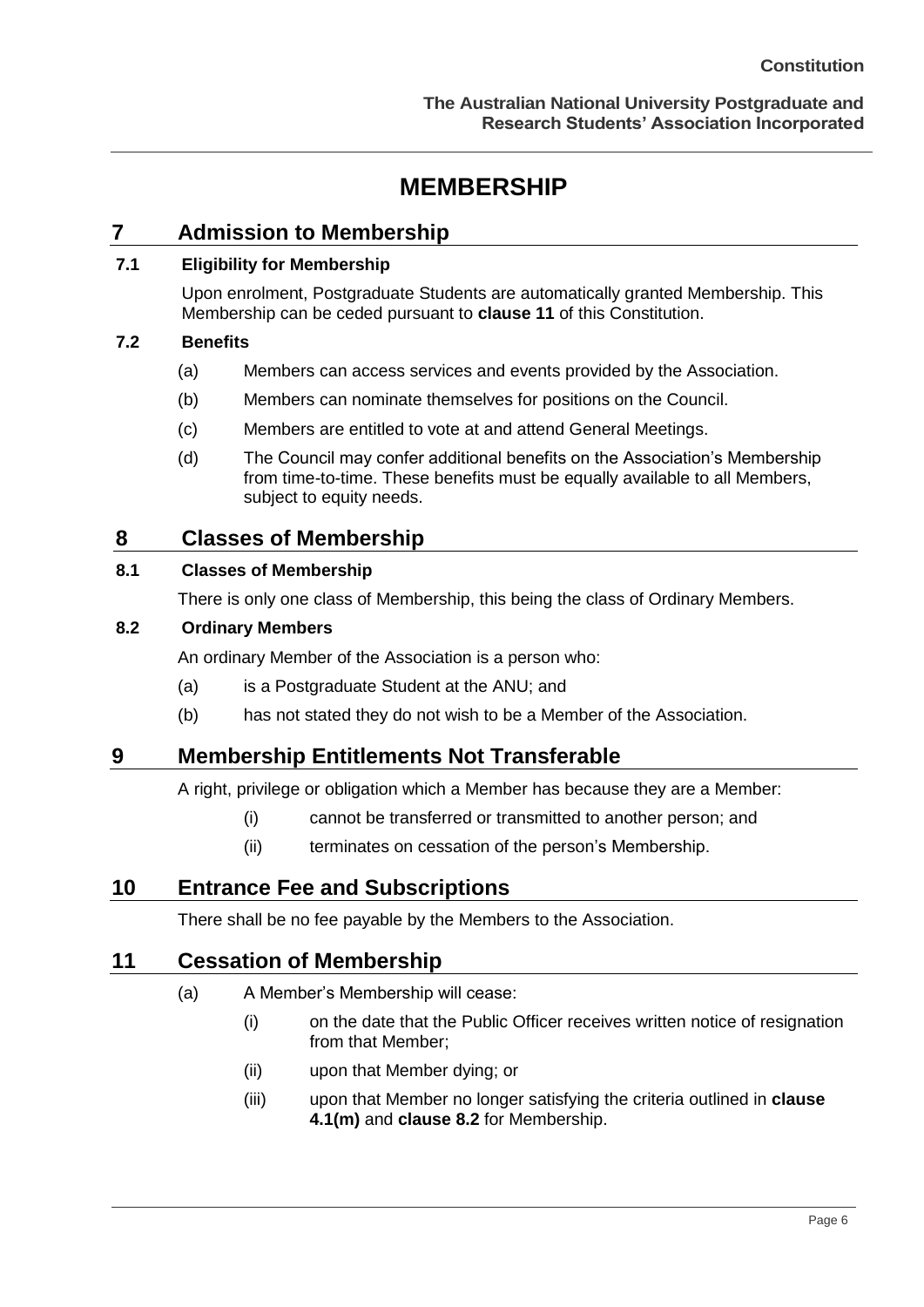# MEMBERSHIP

## 7 Admission to Membership

### 7.1 Eligibility for Membership

Upon enrolment, Postgraduate Students are automatically granted Membership. This Membership can be ceded pursuant to **clause 11** of this Constitution.

### 7.2 Benefits

(a) Members can access services and events provided by the Association.

(b) Members can nominate themselves for positions on the Council.

(c) Members are entitled to vote at and attend General Meetings.

(d) The Council may confer additional benefits on the Association's Membership from time-to-time. These benefits must be equally available to all Members, subject to equity needs.

## 8 Classes of Membership

### 8.1 Classes of Membership

There is only one class of Membership, this being the class of Ordinary Members.

### 8.2 Ordinary Members

An ordinary Member of the Association is a person who:

(a) is a Postgraduate Student at the ANU; and

(b) has not stated they do not wish to be a Member of the Association.

## 9 Membership Entitlements Not Transferable

A right, privilege or obligation which a Member has because they are a Member:

(i) cannot be transferred or transmitted to another person; and

(ii) terminates on cessation of the person's Membership.

## 10 Entrance Fee and Subscriptions

There shall be no fee payable by the Members to the Association.

## 11 Cessation of Membership

(a) A Member's Membership will cease:

(i) on the date that the Public Officer receives written notice of resignation from that Member;

(ii) upon that Member dying; or

(iii) upon that Member no longer satisfying the criteria outlined in **clause 4.1(m)** and **clause 8.2** for Membership.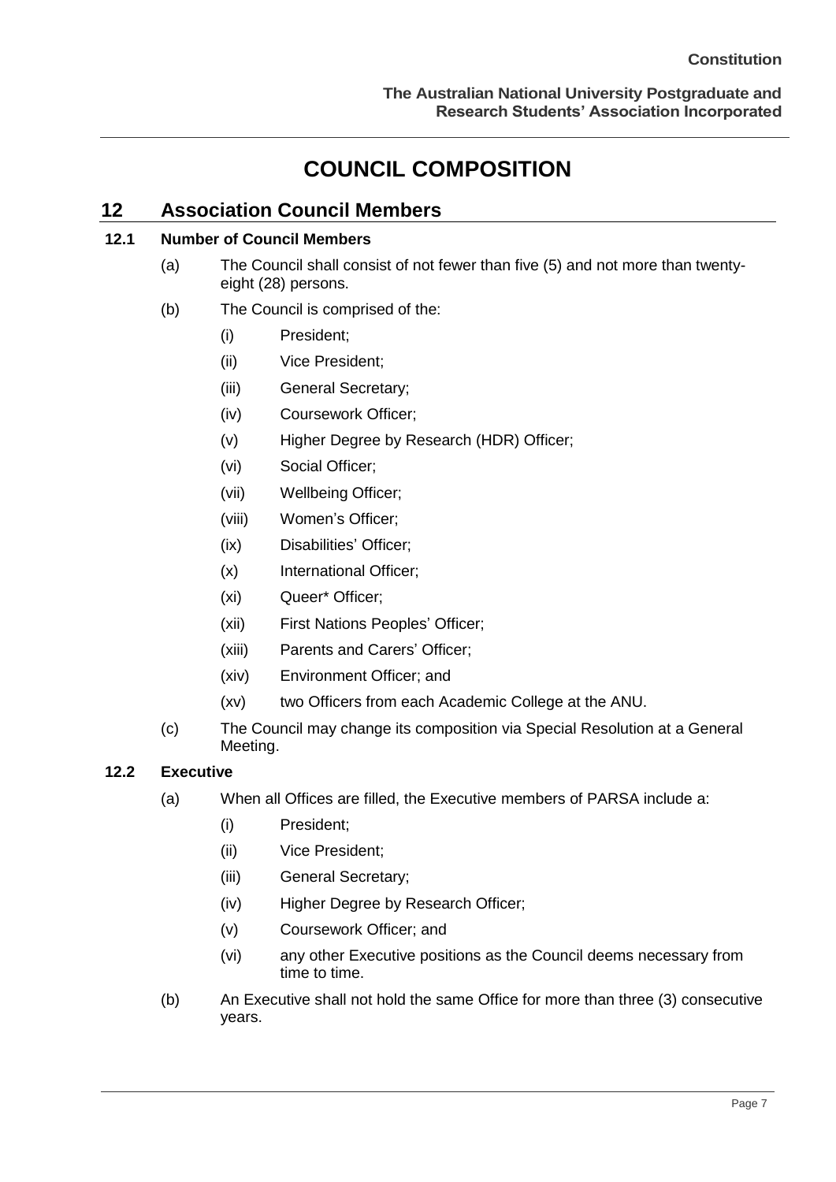# COUNCIL COMPOSITION

## 12 Association Council Members

### 12.1 Number of Council Members

(a) The Council shall consist of not fewer than five (5) and not more than twenty-eight (28) persons.

(b) The Council is comprised of the:

- (i) President;
- (ii) Vice President;
- (iii) General Secretary;
- (iv) Coursework Officer;
- (v) Higher Degree by Research (HDR) Officer;
- (vi) Social Officer;
- (vii) Wellbeing Officer;
- (viii) Women's Officer;
- (ix) Disabilities' Officer;
- (x) International Officer;
- (xi) Queer* Officer;
- (xii) First Nations Peoples' Officer;
- (xiii) Parents and Carers' Officer;
- (xiv) Environment Officer; and
- (xv) two Officers from each Academic College at the ANU.

(c) The Council may change its composition via Special Resolution at a General Meeting.

### 12.2 Executive

(a) When all Offices are filled, the Executive members of PARSA include a:

- (i) President;
- (ii) Vice President;
- (iii) General Secretary;
- (iv) Higher Degree by Research Officer;
- (v) Coursework Officer; and
- (vi) any other Executive positions as the Council deems necessary from time to time.

(b) An Executive shall not hold the same Office for more than three (3) consecutive years.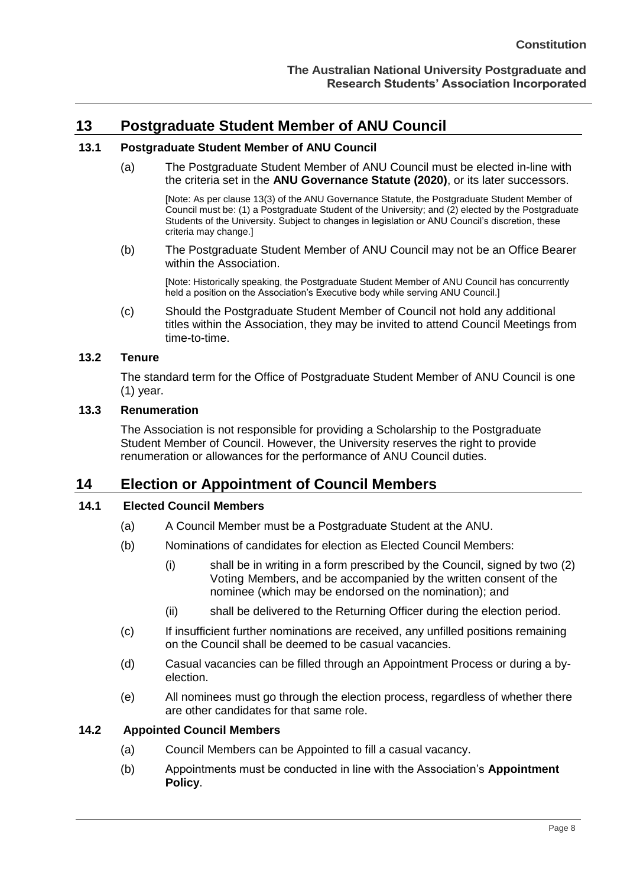## 13 Postgraduate Student Member of ANU Council

### 13.1 Postgraduate Student Member of ANU Council

(a) The Postgraduate Student Member of ANU Council must be elected in-line with the criteria set in the **ANU Governance Statute (2020)**, or its later successors.

[Note: As per clause 13(3) of the ANU Governance Statute, the Postgraduate Student Member of Council must be: (1) a Postgraduate Student of the University; and (2) elected by the Postgraduate Students of the University. Subject to changes in legislation or ANU Council's discretion, these criteria may change.]

(b) The Postgraduate Student Member of ANU Council may not be an Office Bearer within the Association.

[Note: Historically speaking, the Postgraduate Student Member of ANU Council has concurrently held a position on the Association's Executive body while serving ANU Council.]

(c) Should the Postgraduate Student Member of Council not hold any additional titles within the Association, they may be invited to attend Council Meetings from time-to-time.

### 13.2 Tenure

The standard term for the Office of Postgraduate Student Member of ANU Council is one (1) year.

### 13.3 Renumeration

The Association is not responsible for providing a Scholarship to the Postgraduate Student Member of Council. However, the University reserves the right to provide renumeration or allowances for the performance of ANU Council duties.

## 14 Election or Appointment of Council Members

### 14.1 Elected Council Members

(a) A Council Member must be a Postgraduate Student at the ANU.

(b) Nominations of candidates for election as Elected Council Members:

  (i) shall be in writing in a form prescribed by the Council, signed by two (2) Voting Members, and be accompanied by the written consent of the nominee (which may be endorsed on the nomination); and

  (ii) shall be delivered to the Returning Officer during the election period.

(c) If insufficient further nominations are received, any unfilled positions remaining on the Council shall be deemed to be casual vacancies.

(d) Casual vacancies can be filled through an Appointment Process or during a by-election.

(e) All nominees must go through the election process, regardless of whether there are other candidates for that same role.

### 14.2 Appointed Council Members

(a) Council Members can be Appointed to fill a casual vacancy.

(b) Appointments must be conducted in line with the Association's **Appointment Policy**.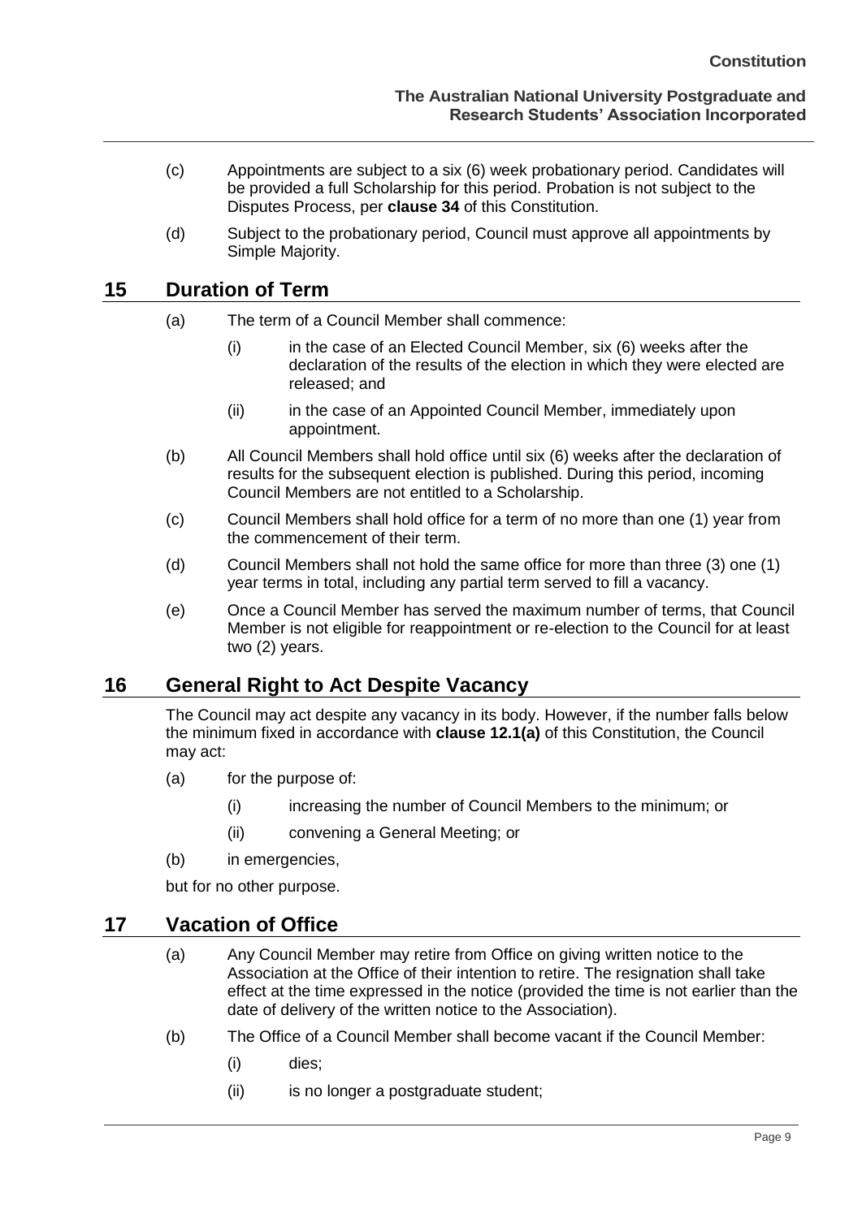(c) Appointments are subject to a six (6) week probationary period. Candidates will be provided a full Scholarship for this period. Probation is not subject to the Disputes Process, per **clause 34** of this Constitution.

(d) Subject to the probationary period, Council must approve all appointments by Simple Majority.

## 15 Duration of Term

(a) The term of a Council Member shall commence:

(i) in the case of an Elected Council Member, six (6) weeks after the declaration of the results of the election in which they were elected are released; and

(ii) in the case of an Appointed Council Member, immediately upon appointment.

(b) All Council Members shall hold office until six (6) weeks after the declaration of results for the subsequent election is published. During this period, incoming Council Members are not entitled to a Scholarship.

(c) Council Members shall hold office for a term of no more than one (1) year from the commencement of their term.

(d) Council Members shall not hold the same office for more than three (3) one (1) year terms in total, including any partial term served to fill a vacancy.

(e) Once a Council Member has served the maximum number of terms, that Council Member is not eligible for reappointment or re-election to the Council for at least two (2) years.

## 16 General Right to Act Despite Vacancy

The Council may act despite any vacancy in its body. However, if the number falls below the minimum fixed in accordance with **clause 12.1(a)** of this Constitution, the Council may act:

(a) for the purpose of:

(i) increasing the number of Council Members to the minimum; or

(ii) convening a General Meeting; or

(b) in emergencies,

but for no other purpose.

## 17 Vacation of Office

(a) Any Council Member may retire from Office on giving written notice to the Association at the Office of their intention to retire. The resignation shall take effect at the time expressed in the notice (provided the time is not earlier than the date of delivery of the written notice to the Association).

(b) The Office of a Council Member shall become vacant if the Council Member:

(i) dies;

(ii) is no longer a postgraduate student;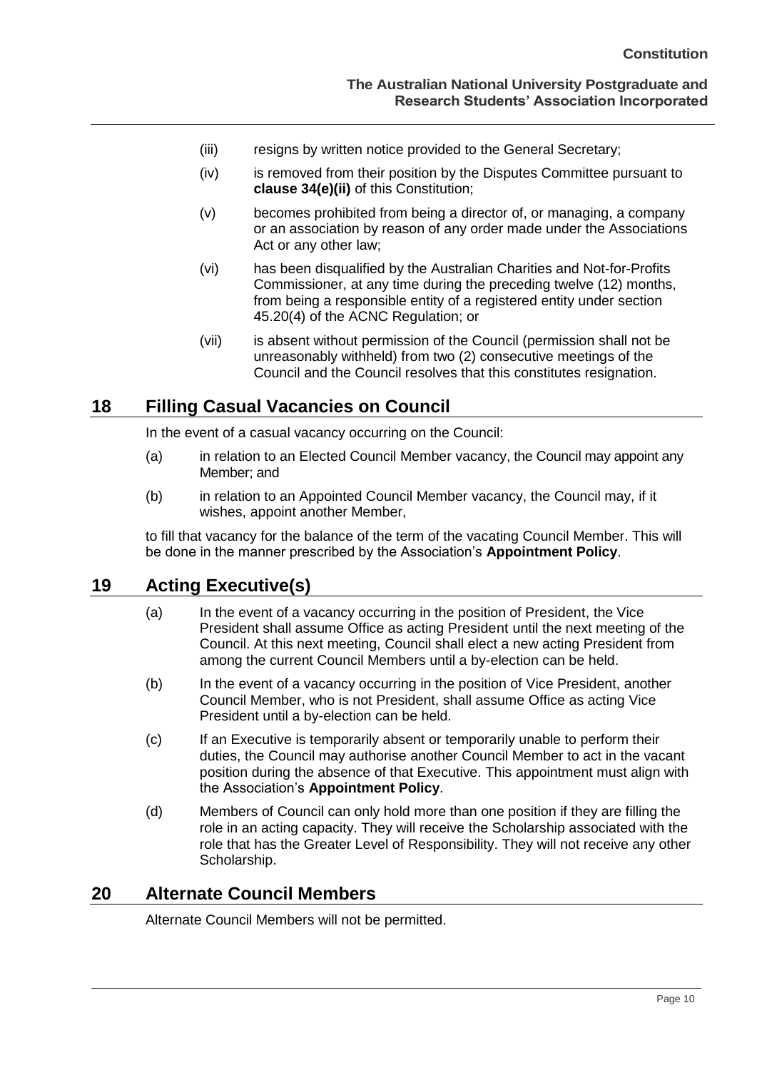(iii) resigns by written notice provided to the General Secretary;

(iv) is removed from their position by the Disputes Committee pursuant to **clause 34(e)(ii)** of this Constitution;

(v) becomes prohibited from being a director of, or managing, a company or an association by reason of any order made under the Associations Act or any other law;

(vi) has been disqualified by the Australian Charities and Not-for-Profits Commissioner, at any time during the preceding twelve (12) months, from being a responsible entity of a registered entity under section 45.20(4) of the ACNC Regulation; or

(vii) is absent without permission of the Council (permission shall not be unreasonably withheld) from two (2) consecutive meetings of the Council and the Council resolves that this constitutes resignation.

## 18 Filling Casual Vacancies on Council

In the event of a casual vacancy occurring on the Council:

(a) in relation to an Elected Council Member vacancy, the Council may appoint any Member; and

(b) in relation to an Appointed Council Member vacancy, the Council may, if it wishes, appoint another Member,

to fill that vacancy for the balance of the term of the vacating Council Member. This will be done in the manner prescribed by the Association's **Appointment Policy**.

## 19 Acting Executive(s)

(a) In the event of a vacancy occurring in the position of President, the Vice President shall assume Office as acting President until the next meeting of the Council. At this next meeting, Council shall elect a new acting President from among the current Council Members until a by-election can be held.

(b) In the event of a vacancy occurring in the position of Vice President, another Council Member, who is not President, shall assume Office as acting Vice President until a by-election can be held.

(c) If an Executive is temporarily absent or temporarily unable to perform their duties, the Council may authorise another Council Member to act in the vacant position during the absence of that Executive. This appointment must align with the Association's **Appointment Policy**.

(d) Members of Council can only hold more than one position if they are filling the role in an acting capacity. They will receive the Scholarship associated with the role that has the Greater Level of Responsibility. They will not receive any other Scholarship.

## 20 Alternate Council Members

Alternate Council Members will not be permitted.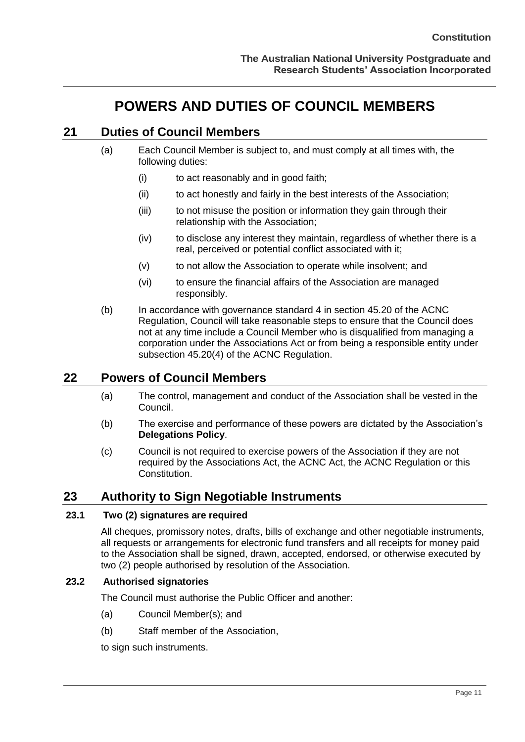# POWERS AND DUTIES OF COUNCIL MEMBERS

## 21 Duties of Council Members

(a) Each Council Member is subject to, and must comply at all times with, the following duties:

   (i) to act reasonably and in good faith;

   (ii) to act honestly and fairly in the best interests of the Association;

   (iii) to not misuse the position or information they gain through their relationship with the Association;

   (iv) to disclose any interest they maintain, regardless of whether there is a real, perceived or potential conflict associated with it;

   (v) to not allow the Association to operate while insolvent; and

   (vi) to ensure the financial affairs of the Association are managed responsibly.

(b) In accordance with governance standard 4 in section 45.20 of the ACNC Regulation, Council will take reasonable steps to ensure that the Council does not at any time include a Council Member who is disqualified from managing a corporation under the Associations Act or from being a responsible entity under subsection 45.20(4) of the ACNC Regulation.

## 22 Powers of Council Members

(a) The control, management and conduct of the Association shall be vested in the Council.

(b) The exercise and performance of these powers are dictated by the Association's **Delegations Policy**.

(c) Council is not required to exercise powers of the Association if they are not required by the Associations Act, the ACNC Act, the ACNC Regulation or this Constitution.

## 23 Authority to Sign Negotiable Instruments

### 23.1 Two (2) signatures are required

All cheques, promissory notes, drafts, bills of exchange and other negotiable instruments, all requests or arrangements for electronic fund transfers and all receipts for money paid to the Association shall be signed, drawn, accepted, endorsed, or otherwise executed by two (2) people authorised by resolution of the Association.

### 23.2 Authorised signatories

The Council must authorise the Public Officer and another:

(a) Council Member(s); and

(b) Staff member of the Association,

to sign such instruments.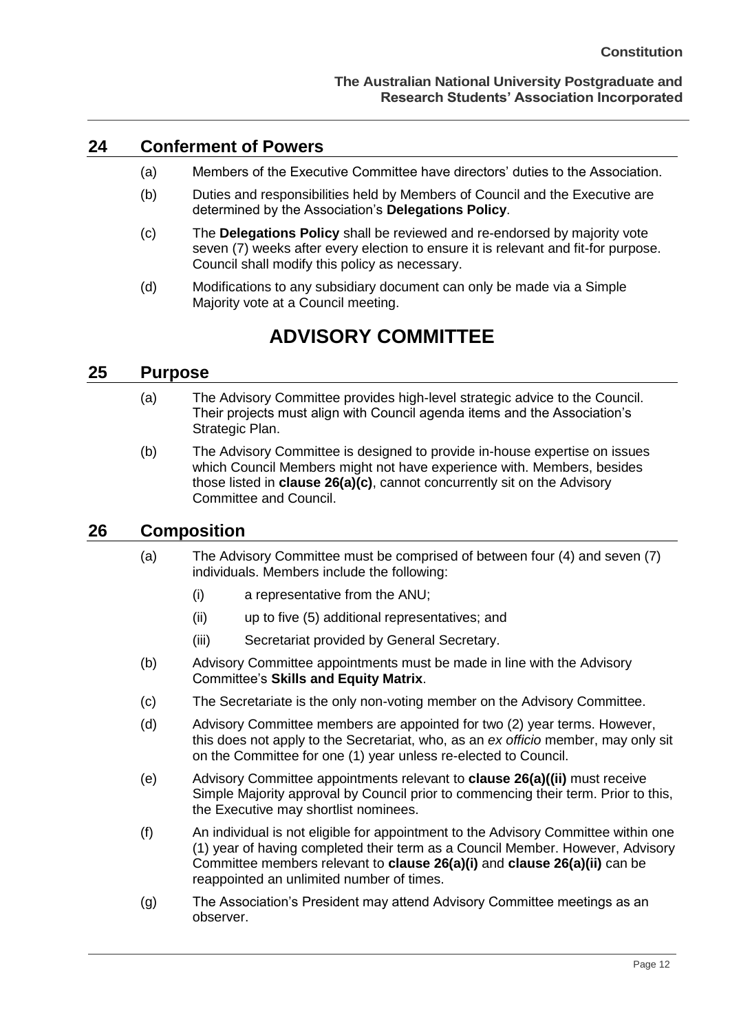## 24 Conferment of Powers

(a) Members of the Executive Committee have directors' duties to the Association.

(b) Duties and responsibilities held by Members of Council and the Executive are determined by the Association's **Delegations Policy**.

(c) The **Delegations Policy** shall be reviewed and re-endorsed by majority vote seven (7) weeks after every election to ensure it is relevant and fit-for purpose. Council shall modify this policy as necessary.

(d) Modifications to any subsidiary document can only be made via a Simple Majority vote at a Council meeting.

# ADVISORY COMMITTEE

## 25 Purpose

(a) The Advisory Committee provides high-level strategic advice to the Council. Their projects must align with Council agenda items and the Association's Strategic Plan.

(b) The Advisory Committee is designed to provide in-house expertise on issues which Council Members might not have experience with. Members, besides those listed in **clause 26(a)(c)**, cannot concurrently sit on the Advisory Committee and Council.

## 26 Composition

(a) The Advisory Committee must be comprised of between four (4) and seven (7) individuals. Members include the following:

 (i) a representative from the ANU;

 (ii) up to five (5) additional representatives; and

 (iii) Secretariat provided by General Secretary.

(b) Advisory Committee appointments must be made in line with the Advisory Committee's **Skills and Equity Matrix**.

(c) The Secretariate is the only non-voting member on the Advisory Committee.

(d) Advisory Committee members are appointed for two (2) year terms. However, this does not apply to the Secretariat, who, as an *ex officio* member, may only sit on the Committee for one (1) year unless re-elected to Council.

(e) Advisory Committee appointments relevant to **clause 26(a)((ii)** must receive Simple Majority approval by Council prior to commencing their term. Prior to this, the Executive may shortlist nominees.

(f) An individual is not eligible for appointment to the Advisory Committee within one (1) year of having completed their term as a Council Member. However, Advisory Committee members relevant to **clause 26(a)(i)** and **clause 26(a)(ii)** can be reappointed an unlimited number of times.

(g) The Association's President may attend Advisory Committee meetings as an observer.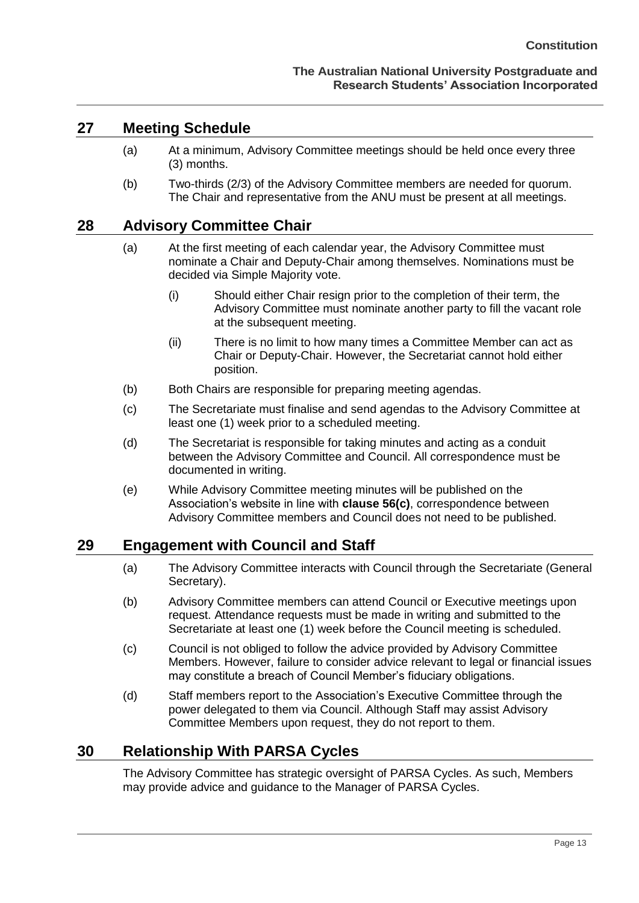## 27 Meeting Schedule

(a) At a minimum, Advisory Committee meetings should be held once every three (3) months.

(b) Two-thirds (2/3) of the Advisory Committee members are needed for quorum. The Chair and representative from the ANU must be present at all meetings.

## 28 Advisory Committee Chair

(a) At the first meeting of each calendar year, the Advisory Committee must nominate a Chair and Deputy-Chair among themselves. Nominations must be decided via Simple Majority vote.

(i) Should either Chair resign prior to the completion of their term, the Advisory Committee must nominate another party to fill the vacant role at the subsequent meeting.

(ii) There is no limit to how many times a Committee Member can act as Chair or Deputy-Chair. However, the Secretariat cannot hold either position.

(b) Both Chairs are responsible for preparing meeting agendas.

(c) The Secretariate must finalise and send agendas to the Advisory Committee at least one (1) week prior to a scheduled meeting.

(d) The Secretariat is responsible for taking minutes and acting as a conduit between the Advisory Committee and Council. All correspondence must be documented in writing.

(e) While Advisory Committee meeting minutes will be published on the Association's website in line with **clause 56(c)**, correspondence between Advisory Committee members and Council does not need to be published.

## 29 Engagement with Council and Staff

(a) The Advisory Committee interacts with Council through the Secretariate (General Secretary).

(b) Advisory Committee members can attend Council or Executive meetings upon request. Attendance requests must be made in writing and submitted to the Secretariate at least one (1) week before the Council meeting is scheduled.

(c) Council is not obliged to follow the advice provided by Advisory Committee Members. However, failure to consider advice relevant to legal or financial issues may constitute a breach of Council Member's fiduciary obligations.

(d) Staff members report to the Association's Executive Committee through the power delegated to them via Council. Although Staff may assist Advisory Committee Members upon request, they do not report to them.

## 30 Relationship With PARSA Cycles

The Advisory Committee has strategic oversight of PARSA Cycles. As such, Members may provide advice and guidance to the Manager of PARSA Cycles.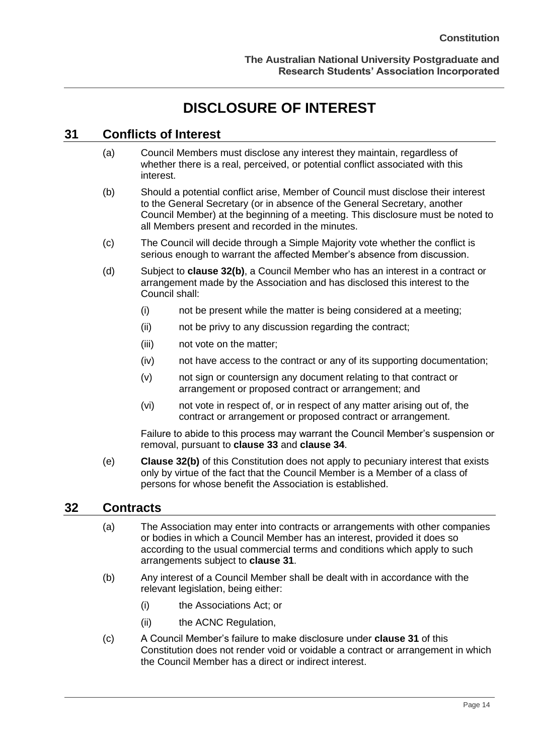# DISCLOSURE OF INTEREST

## 31 Conflicts of Interest

(a) Council Members must disclose any interest they maintain, regardless of whether there is a real, perceived, or potential conflict associated with this interest.

(b) Should a potential conflict arise, Member of Council must disclose their interest to the General Secretary (or in absence of the General Secretary, another Council Member) at the beginning of a meeting. This disclosure must be noted to all Members present and recorded in the minutes.

(c) The Council will decide through a Simple Majority vote whether the conflict is serious enough to warrant the affected Member's absence from discussion.

(d) Subject to **clause 32(b)**, a Council Member who has an interest in a contract or arrangement made by the Association and has disclosed this interest to the Council shall:

   (i) not be present while the matter is being considered at a meeting;

   (ii) not be privy to any discussion regarding the contract;

   (iii) not vote on the matter;

   (iv) not have access to the contract or any of its supporting documentation;

   (v) not sign or countersign any document relating to that contract or arrangement or proposed contract or arrangement; and

   (vi) not vote in respect of, or in respect of any matter arising out of, the contract or arrangement or proposed contract or arrangement.

Failure to abide to this process may warrant the Council Member's suspension or removal, pursuant to **clause 33** and **clause 34**.

(e) **Clause 32(b)** of this Constitution does not apply to pecuniary interest that exists only by virtue of the fact that the Council Member is a Member of a class of persons for whose benefit the Association is established.

## 32 Contracts

(a) The Association may enter into contracts or arrangements with other companies or bodies in which a Council Member has an interest, provided it does so according to the usual commercial terms and conditions which apply to such arrangements subject to **clause 31**.

(b) Any interest of a Council Member shall be dealt with in accordance with the relevant legislation, being either:

   (i) the Associations Act; or

   (ii) the ACNC Regulation,

(c) A Council Member's failure to make disclosure under **clause 31** of this Constitution does not render void or voidable a contract or arrangement in which the Council Member has a direct or indirect interest.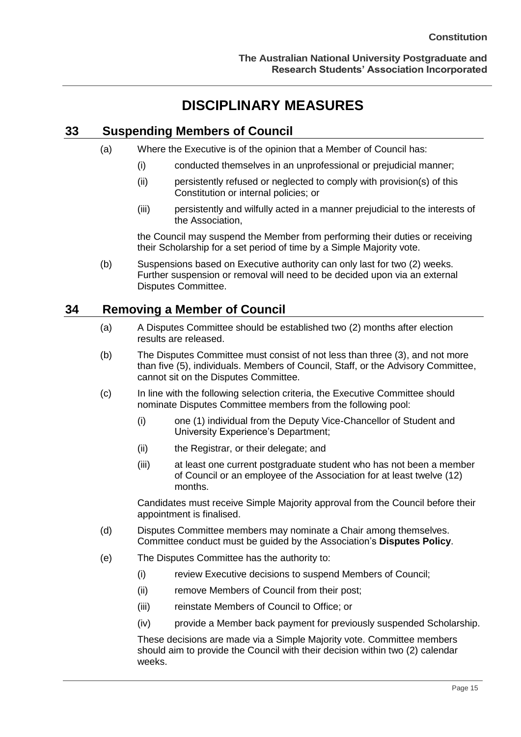# DISCIPLINARY MEASURES

## 33 Suspending Members of Council

(a) Where the Executive is of the opinion that a Member of Council has:

  (i) conducted themselves in an unprofessional or prejudicial manner;

  (ii) persistently refused or neglected to comply with provision(s) of this Constitution or internal policies; or

  (iii) persistently and wilfully acted in a manner prejudicial to the interests of the Association,

  the Council may suspend the Member from performing their duties or receiving their Scholarship for a set period of time by a Simple Majority vote.

(b) Suspensions based on Executive authority can only last for two (2) weeks. Further suspension or removal will need to be decided upon via an external Disputes Committee.

## 34 Removing a Member of Council

(a) A Disputes Committee should be established two (2) months after election results are released.

(b) The Disputes Committee must consist of not less than three (3), and not more than five (5), individuals. Members of Council, Staff, or the Advisory Committee, cannot sit on the Disputes Committee.

(c) In line with the following selection criteria, the Executive Committee should nominate Disputes Committee members from the following pool:

  (i) one (1) individual from the Deputy Vice-Chancellor of Student and University Experience's Department;

  (ii) the Registrar, or their delegate; and

  (iii) at least one current postgraduate student who has not been a member of Council or an employee of the Association for at least twelve (12) months.

  Candidates must receive Simple Majority approval from the Council before their appointment is finalised.

(d) Disputes Committee members may nominate a Chair among themselves. Committee conduct must be guided by the Association's **Disputes Policy**.

(e) The Disputes Committee has the authority to:

  (i) review Executive decisions to suspend Members of Council;

  (ii) remove Members of Council from their post;

  (iii) reinstate Members of Council to Office; or

  (iv) provide a Member back payment for previously suspended Scholarship.

  These decisions are made via a Simple Majority vote. Committee members should aim to provide the Council with their decision within two (2) calendar weeks.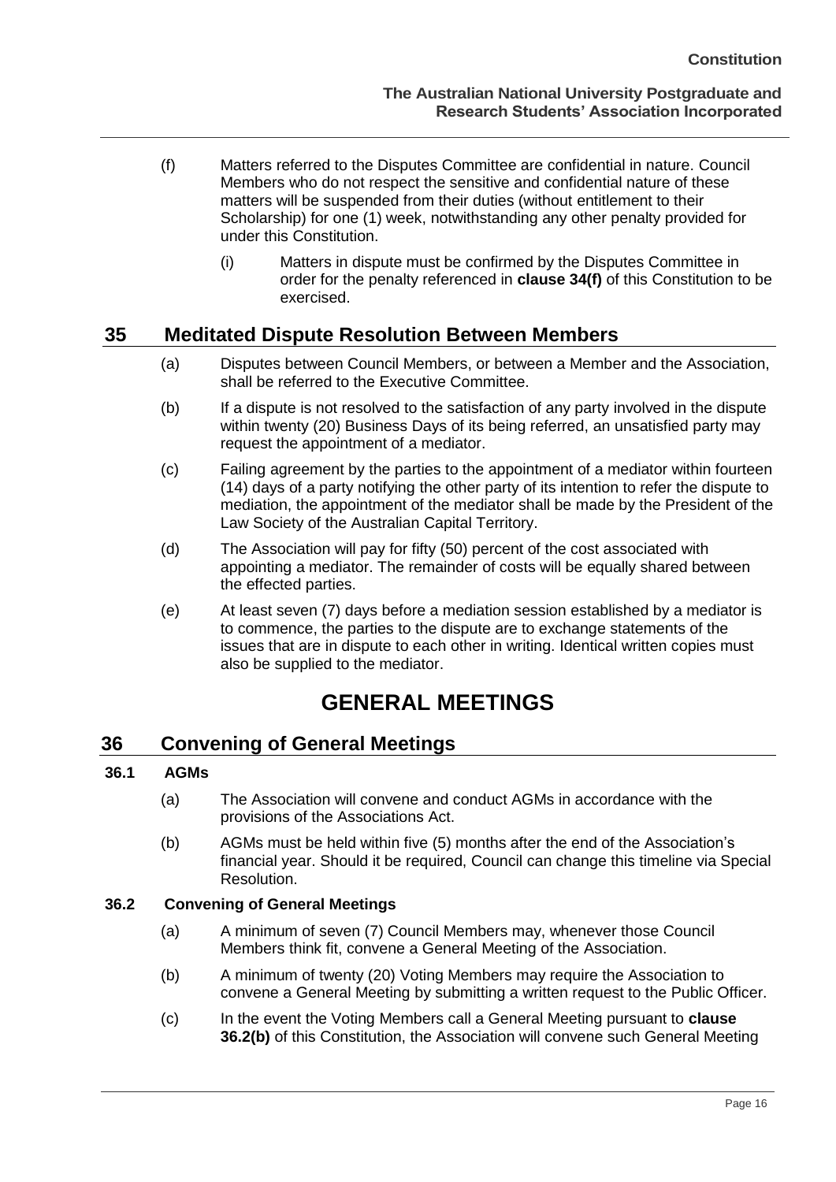(f) Matters referred to the Disputes Committee are confidential in nature. Council Members who do not respect the sensitive and confidential nature of these matters will be suspended from their duties (without entitlement to their Scholarship) for one (1) week, notwithstanding any other penalty provided for under this Constitution.

   (i) Matters in dispute must be confirmed by the Disputes Committee in order for the penalty referenced in **clause 34(f)** of this Constitution to be exercised.

## 35 Meditated Dispute Resolution Between Members

(a) Disputes between Council Members, or between a Member and the Association, shall be referred to the Executive Committee.

(b) If a dispute is not resolved to the satisfaction of any party involved in the dispute within twenty (20) Business Days of its being referred, an unsatisfied party may request the appointment of a mediator.

(c) Failing agreement by the parties to the appointment of a mediator within fourteen (14) days of a party notifying the other party of its intention to refer the dispute to mediation, the appointment of the mediator shall be made by the President of the Law Society of the Australian Capital Territory.

(d) The Association will pay for fifty (50) percent of the cost associated with appointing a mediator. The remainder of costs will be equally shared between the effected parties.

(e) At least seven (7) days before a mediation session established by a mediator is to commence, the parties to the dispute are to exchange statements of the issues that are in dispute to each other in writing. Identical written copies must also be supplied to the mediator.

# GENERAL MEETINGS

## 36 Convening of General Meetings

### 36.1 AGMs

(a) The Association will convene and conduct AGMs in accordance with the provisions of the Associations Act.

(b) AGMs must be held within five (5) months after the end of the Association's financial year. Should it be required, Council can change this timeline via Special Resolution.

### 36.2 Convening of General Meetings

(a) A minimum of seven (7) Council Members may, whenever those Council Members think fit, convene a General Meeting of the Association.

(b) A minimum of twenty (20) Voting Members may require the Association to convene a General Meeting by submitting a written request to the Public Officer.

(c) In the event the Voting Members call a General Meeting pursuant to **clause 36.2(b)** of this Constitution, the Association will convene such General Meeting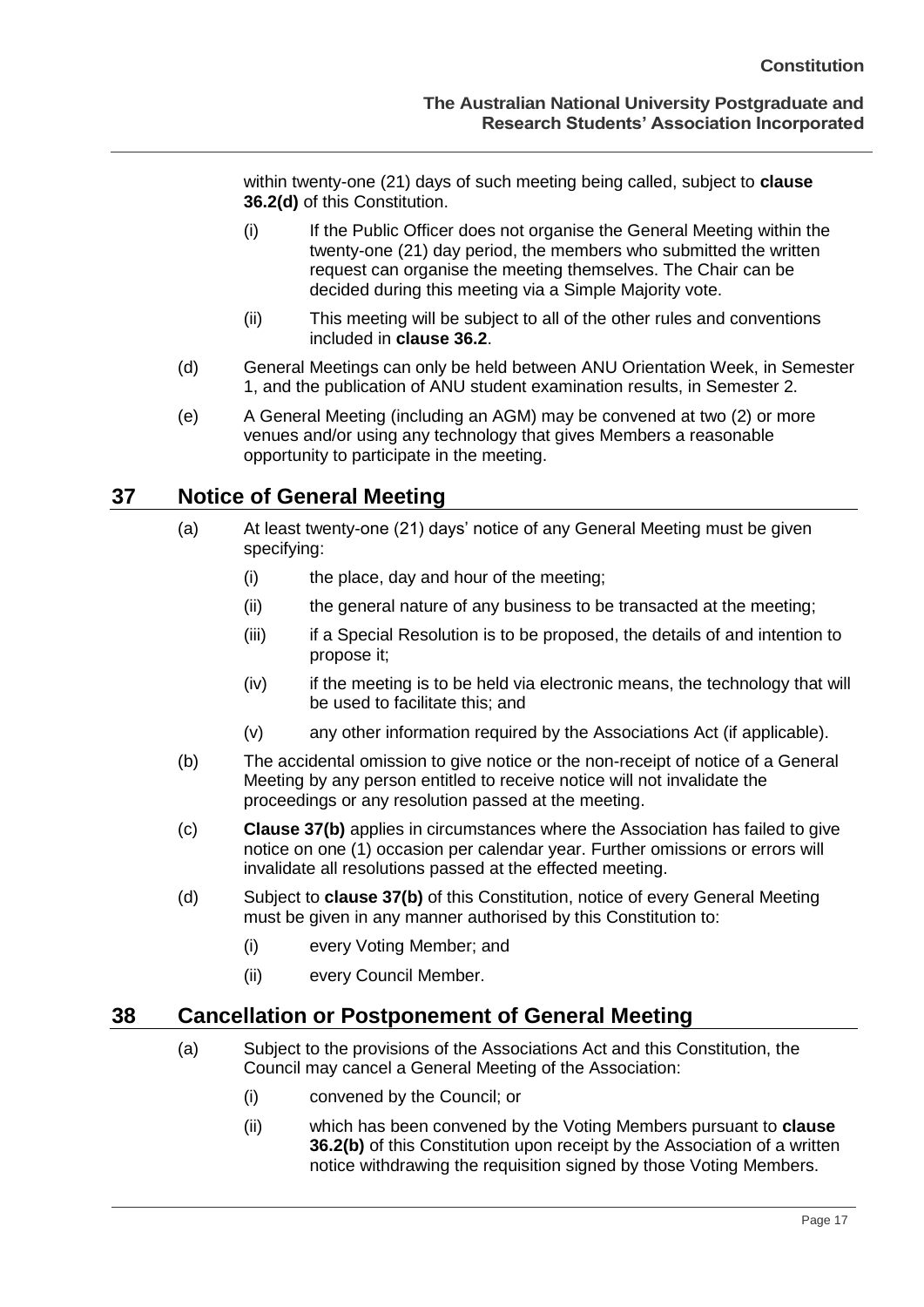within twenty-one (21) days of such meeting being called, subject to **clause 36.2(d)** of this Constitution.

(i) If the Public Officer does not organise the General Meeting within the twenty-one (21) day period, the members who submitted the written request can organise the meeting themselves. The Chair can be decided during this meeting via a Simple Majority vote.

(ii) This meeting will be subject to all of the other rules and conventions included in **clause 36.2**.

(d) General Meetings can only be held between ANU Orientation Week, in Semester 1, and the publication of ANU student examination results, in Semester 2.

(e) A General Meeting (including an AGM) may be convened at two (2) or more venues and/or using any technology that gives Members a reasonable opportunity to participate in the meeting.

## 37 Notice of General Meeting

(a) At least twenty-one (21) days' notice of any General Meeting must be given specifying:

(i) the place, day and hour of the meeting;

(ii) the general nature of any business to be transacted at the meeting;

(iii) if a Special Resolution is to be proposed, the details of and intention to propose it;

(iv) if the meeting is to be held via electronic means, the technology that will be used to facilitate this; and

(v) any other information required by the Associations Act (if applicable).

(b) The accidental omission to give notice or the non-receipt of notice of a General Meeting by any person entitled to receive notice will not invalidate the proceedings or any resolution passed at the meeting.

(c) **Clause 37(b)** applies in circumstances where the Association has failed to give notice on one (1) occasion per calendar year. Further omissions or errors will invalidate all resolutions passed at the effected meeting.

(d) Subject to **clause 37(b)** of this Constitution, notice of every General Meeting must be given in any manner authorised by this Constitution to:

(i) every Voting Member; and

(ii) every Council Member.

## 38 Cancellation or Postponement of General Meeting

(a) Subject to the provisions of the Associations Act and this Constitution, the Council may cancel a General Meeting of the Association:

(i) convened by the Council; or

(ii) which has been convened by the Voting Members pursuant to **clause 36.2(b)** of this Constitution upon receipt by the Association of a written notice withdrawing the requisition signed by those Voting Members.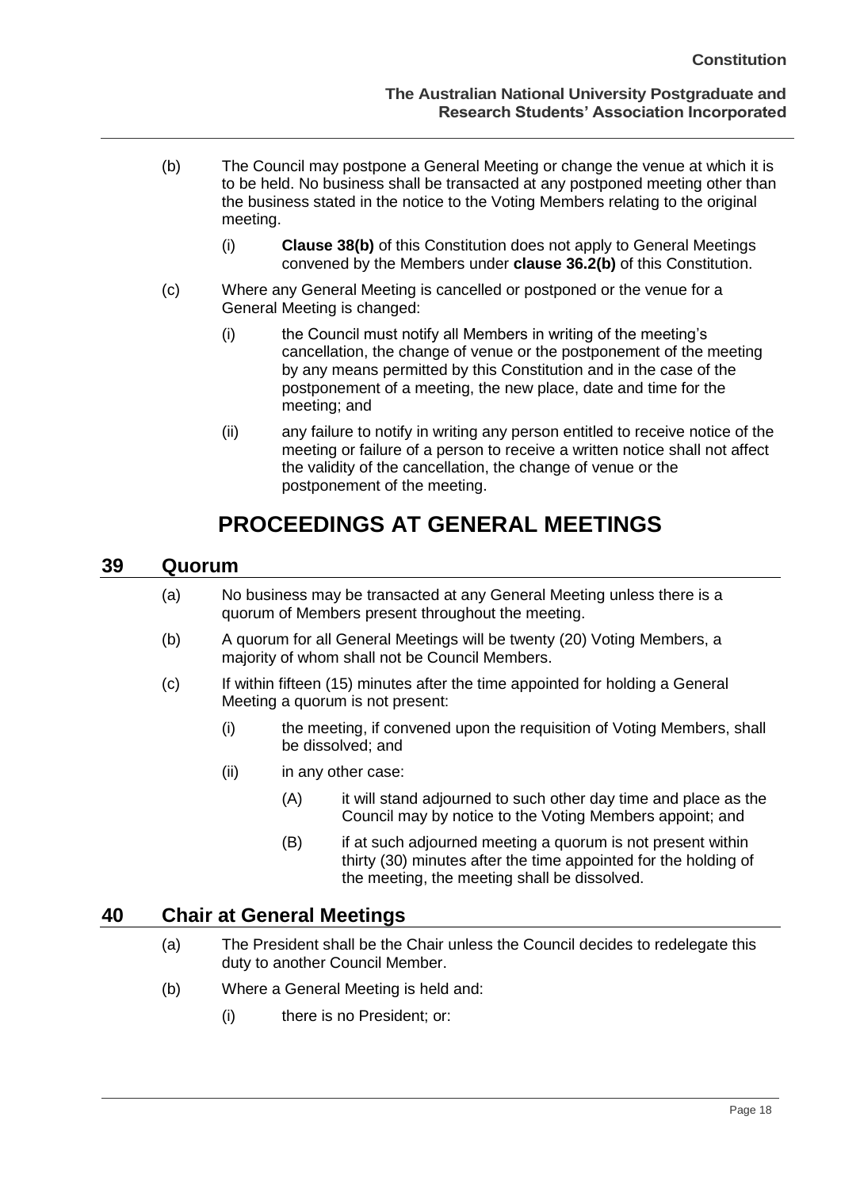(b) The Council may postpone a General Meeting or change the venue at which it is to be held. No business shall be transacted at any postponed meeting other than the business stated in the notice to the Voting Members relating to the original meeting.

    (i) **Clause 38(b)** of this Constitution does not apply to General Meetings convened by the Members under **clause 36.2(b)** of this Constitution.

(c) Where any General Meeting is cancelled or postponed or the venue for a General Meeting is changed:

    (i) the Council must notify all Members in writing of the meeting's cancellation, the change of venue or the postponement of the meeting by any means permitted by this Constitution and in the case of the postponement of a meeting, the new place, date and time for the meeting; and

    (ii) any failure to notify in writing any person entitled to receive notice of the meeting or failure of a person to receive a written notice shall not affect the validity of the cancellation, the change of venue or the postponement of the meeting.

# PROCEEDINGS AT GENERAL MEETINGS

## 39 Quorum

(a) No business may be transacted at any General Meeting unless there is a quorum of Members present throughout the meeting.

(b) A quorum for all General Meetings will be twenty (20) Voting Members, a majority of whom shall not be Council Members.

(c) If within fifteen (15) minutes after the time appointed for holding a General Meeting a quorum is not present:

    (i) the meeting, if convened upon the requisition of Voting Members, shall be dissolved; and

    (ii) in any other case:

        (A) it will stand adjourned to such other day time and place as the Council may by notice to the Voting Members appoint; and

        (B) if at such adjourned meeting a quorum is not present within thirty (30) minutes after the time appointed for the holding of the meeting, the meeting shall be dissolved.

## 40 Chair at General Meetings

(a) The President shall be the Chair unless the Council decides to redelegate this duty to another Council Member.

(b) Where a General Meeting is held and:

    (i) there is no President; or: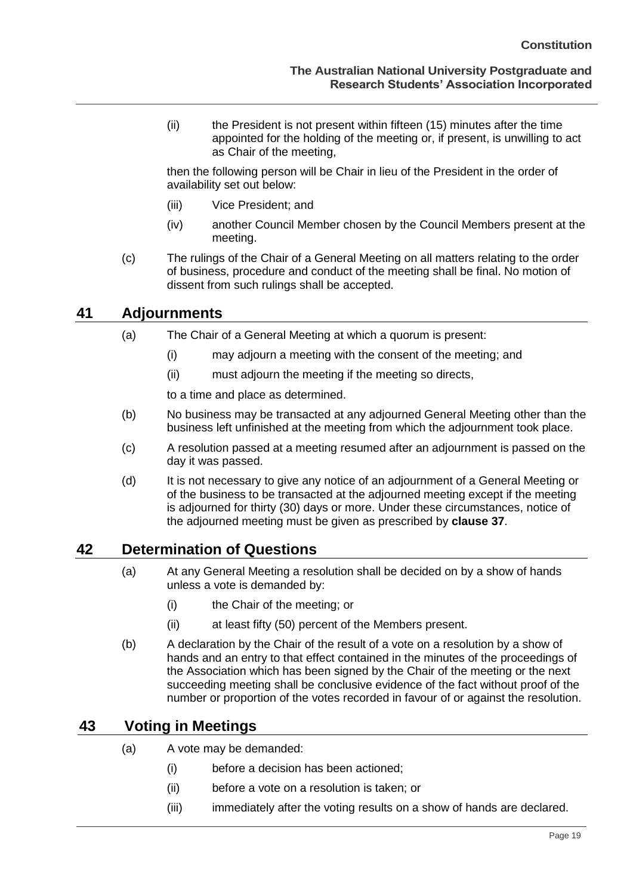(ii) the President is not present within fifteen (15) minutes after the time appointed for the holding of the meeting or, if present, is unwilling to act as Chair of the meeting,

then the following person will be Chair in lieu of the President in the order of availability set out below:

(iii) Vice President; and

(iv) another Council Member chosen by the Council Members present at the meeting.

(c) The rulings of the Chair of a General Meeting on all matters relating to the order of business, procedure and conduct of the meeting shall be final. No motion of dissent from such rulings shall be accepted.

## 41 Adjournments

(a) The Chair of a General Meeting at which a quorum is present:

(i) may adjourn a meeting with the consent of the meeting; and

(ii) must adjourn the meeting if the meeting so directs,

to a time and place as determined.

(b) No business may be transacted at any adjourned General Meeting other than the business left unfinished at the meeting from which the adjournment took place.

(c) A resolution passed at a meeting resumed after an adjournment is passed on the day it was passed.

(d) It is not necessary to give any notice of an adjournment of a General Meeting or of the business to be transacted at the adjourned meeting except if the meeting is adjourned for thirty (30) days or more. Under these circumstances, notice of the adjourned meeting must be given as prescribed by **clause 37**.

## 42 Determination of Questions

(a) At any General Meeting a resolution shall be decided on by a show of hands unless a vote is demanded by:

(i) the Chair of the meeting; or

(ii) at least fifty (50) percent of the Members present.

(b) A declaration by the Chair of the result of a vote on a resolution by a show of hands and an entry to that effect contained in the minutes of the proceedings of the Association which has been signed by the Chair of the meeting or the next succeeding meeting shall be conclusive evidence of the fact without proof of the number or proportion of the votes recorded in favour of or against the resolution.

## 43 Voting in Meetings

(a) A vote may be demanded:

(i) before a decision has been actioned;

(ii) before a vote on a resolution is taken; or

(iii) immediately after the voting results on a show of hands are declared.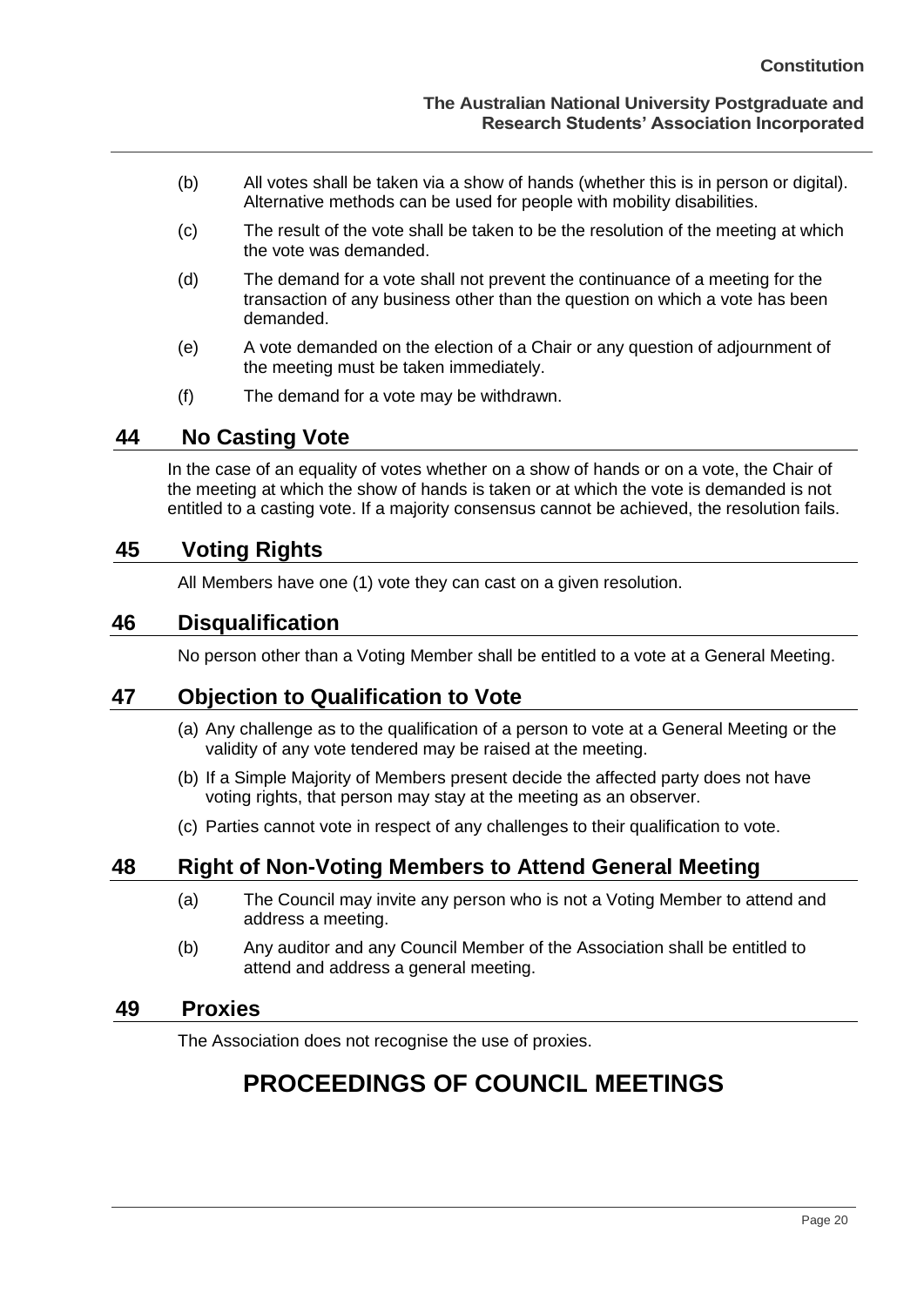(b) All votes shall be taken via a show of hands (whether this is in person or digital). Alternative methods can be used for people with mobility disabilities.

(c) The result of the vote shall be taken to be the resolution of the meeting at which the vote was demanded.

(d) The demand for a vote shall not prevent the continuance of a meeting for the transaction of any business other than the question on which a vote has been demanded.

(e) A vote demanded on the election of a Chair or any question of adjournment of the meeting must be taken immediately.

(f) The demand for a vote may be withdrawn.

## 44 No Casting Vote

In the case of an equality of votes whether on a show of hands or on a vote, the Chair of the meeting at which the show of hands is taken or at which the vote is demanded is not entitled to a casting vote. If a majority consensus cannot be achieved, the resolution fails.

## 45 Voting Rights

All Members have one (1) vote they can cast on a given resolution.

## 46 Disqualification

No person other than a Voting Member shall be entitled to a vote at a General Meeting.

## 47 Objection to Qualification to Vote

(a) Any challenge as to the qualification of a person to vote at a General Meeting or the validity of any vote tendered may be raised at the meeting.

(b) If a Simple Majority of Members present decide the affected party does not have voting rights, that person may stay at the meeting as an observer.

(c) Parties cannot vote in respect of any challenges to their qualification to vote.

## 48 Right of Non-Voting Members to Attend General Meeting

(a) The Council may invite any person who is not a Voting Member to attend and address a meeting.

(b) Any auditor and any Council Member of the Association shall be entitled to attend and address a general meeting.

## 49 Proxies

The Association does not recognise the use of proxies.

# PROCEEDINGS OF COUNCIL MEETINGS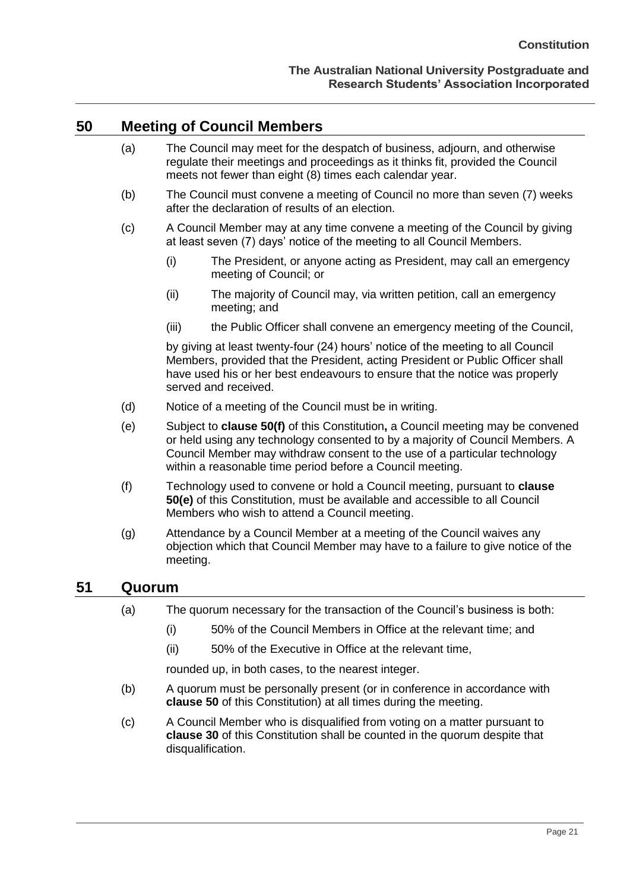## 50 Meeting of Council Members

(a) The Council may meet for the despatch of business, adjourn, and otherwise regulate their meetings and proceedings as it thinks fit, provided the Council meets not fewer than eight (8) times each calendar year.

(b) The Council must convene a meeting of Council no more than seven (7) weeks after the declaration of results of an election.

(c) A Council Member may at any time convene a meeting of the Council by giving at least seven (7) days' notice of the meeting to all Council Members.

  (i) The President, or anyone acting as President, may call an emergency meeting of Council; or

  (ii) The majority of Council may, via written petition, call an emergency meeting; and

  (iii) the Public Officer shall convene an emergency meeting of the Council,

  by giving at least twenty-four (24) hours' notice of the meeting to all Council Members, provided that the President, acting President or Public Officer shall have used his or her best endeavours to ensure that the notice was properly served and received.

(d) Notice of a meeting of the Council must be in writing.

(e) Subject to **clause 50(f)** of this Constitution**,** a Council meeting may be convened or held using any technology consented to by a majority of Council Members. A Council Member may withdraw consent to the use of a particular technology within a reasonable time period before a Council meeting.

(f) Technology used to convene or hold a Council meeting, pursuant to **clause 50(e)** of this Constitution, must be available and accessible to all Council Members who wish to attend a Council meeting.

(g) Attendance by a Council Member at a meeting of the Council waives any objection which that Council Member may have to a failure to give notice of the meeting.

## 51 Quorum

(a) The quorum necessary for the transaction of the Council's business is both:

  (i) 50% of the Council Members in Office at the relevant time; and

  (ii) 50% of the Executive in Office at the relevant time,

  rounded up, in both cases, to the nearest integer.

(b) A quorum must be personally present (or in conference in accordance with **clause 50** of this Constitution) at all times during the meeting.

(c) A Council Member who is disqualified from voting on a matter pursuant to **clause 30** of this Constitution shall be counted in the quorum despite that disqualification.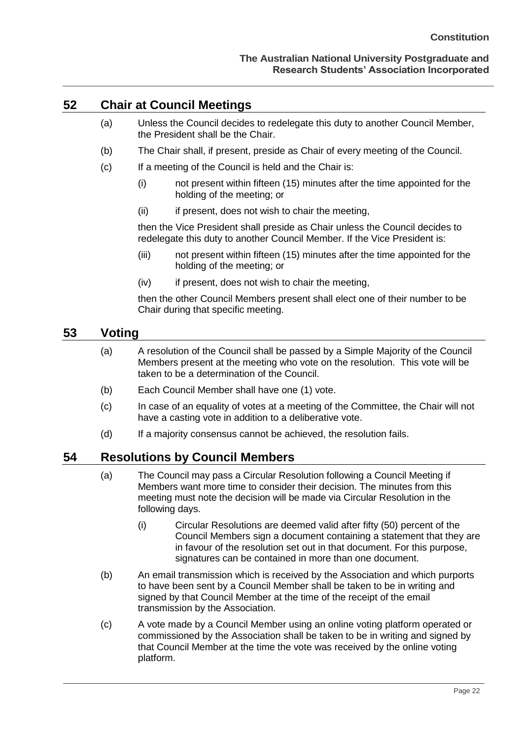## 52 Chair at Council Meetings

(a) Unless the Council decides to redelegate this duty to another Council Member, the President shall be the Chair.

(b) The Chair shall, if present, preside as Chair of every meeting of the Council.

(c) If a meeting of the Council is held and the Chair is:

(i) not present within fifteen (15) minutes after the time appointed for the holding of the meeting; or

(ii) if present, does not wish to chair the meeting,

then the Vice President shall preside as Chair unless the Council decides to redelegate this duty to another Council Member. If the Vice President is:

(iii) not present within fifteen (15) minutes after the time appointed for the holding of the meeting; or

(iv) if present, does not wish to chair the meeting,

then the other Council Members present shall elect one of their number to be Chair during that specific meeting.

## 53 Voting

(a) A resolution of the Council shall be passed by a Simple Majority of the Council Members present at the meeting who vote on the resolution. This vote will be taken to be a determination of the Council.

(b) Each Council Member shall have one (1) vote.

(c) In case of an equality of votes at a meeting of the Committee, the Chair will not have a casting vote in addition to a deliberative vote.

(d) If a majority consensus cannot be achieved, the resolution fails.

## 54 Resolutions by Council Members

(a) The Council may pass a Circular Resolution following a Council Meeting if Members want more time to consider their decision. The minutes from this meeting must note the decision will be made via Circular Resolution in the following days.

(i) Circular Resolutions are deemed valid after fifty (50) percent of the Council Members sign a document containing a statement that they are in favour of the resolution set out in that document. For this purpose, signatures can be contained in more than one document.

(b) An email transmission which is received by the Association and which purports to have been sent by a Council Member shall be taken to be in writing and signed by that Council Member at the time of the receipt of the email transmission by the Association.

(c) A vote made by a Council Member using an online voting platform operated or commissioned by the Association shall be taken to be in writing and signed by that Council Member at the time the vote was received by the online voting platform.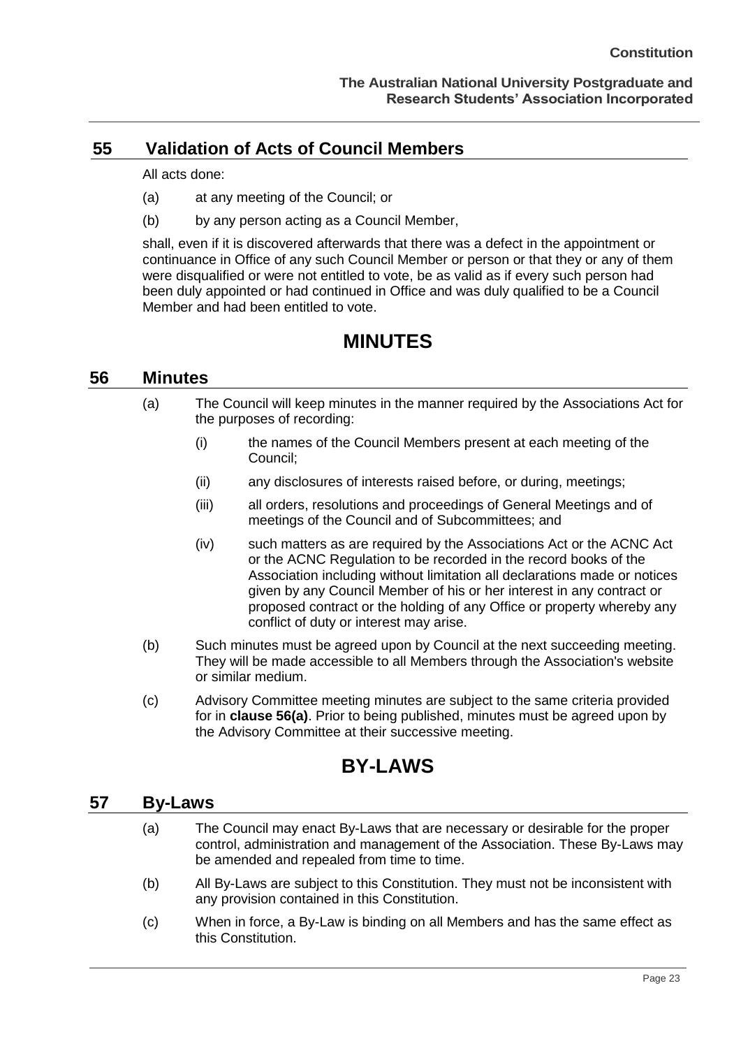## 55 Validation of Acts of Council Members

All acts done:

(a) at any meeting of the Council; or

(b) by any person acting as a Council Member,

shall, even if it is discovered afterwards that there was a defect in the appointment or continuance in Office of any such Council Member or person or that they or any of them were disqualified or were not entitled to vote, be as valid as if every such person had been duly appointed or had continued in Office and was duly qualified to be a Council Member and had been entitled to vote.

# MINUTES

## 56 Minutes

(a) The Council will keep minutes in the manner required by the Associations Act for the purposes of recording:

  (i) the names of the Council Members present at each meeting of the Council;

  (ii) any disclosures of interests raised before, or during, meetings;

  (iii) all orders, resolutions and proceedings of General Meetings and of meetings of the Council and of Subcommittees; and

  (iv) such matters as are required by the Associations Act or the ACNC Act or the ACNC Regulation to be recorded in the record books of the Association including without limitation all declarations made or notices given by any Council Member of his or her interest in any contract or proposed contract or the holding of any Office or property whereby any conflict of duty or interest may arise.

(b) Such minutes must be agreed upon by Council at the next succeeding meeting. They will be made accessible to all Members through the Association's website or similar medium.

(c) Advisory Committee meeting minutes are subject to the same criteria provided for in **clause 56(a)**. Prior to being published, minutes must be agreed upon by the Advisory Committee at their successive meeting.

# BY-LAWS

## 57 By-Laws

(a) The Council may enact By-Laws that are necessary or desirable for the proper control, administration and management of the Association. These By-Laws may be amended and repealed from time to time.

(b) All By-Laws are subject to this Constitution. They must not be inconsistent with any provision contained in this Constitution.

(c) When in force, a By-Law is binding on all Members and has the same effect as this Constitution.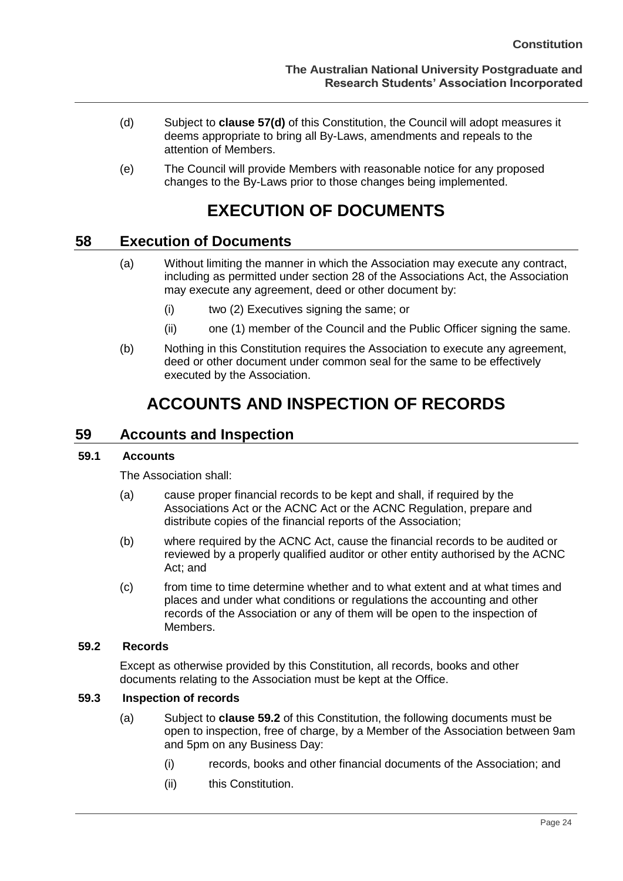(d) Subject to **clause 57(d)** of this Constitution, the Council will adopt measures it deems appropriate to bring all By-Laws, amendments and repeals to the attention of Members.

(e) The Council will provide Members with reasonable notice for any proposed changes to the By-Laws prior to those changes being implemented.

# EXECUTION OF DOCUMENTS

## 58 Execution of Documents

(a) Without limiting the manner in which the Association may execute any contract, including as permitted under section 28 of the Associations Act, the Association may execute any agreement, deed or other document by:

   (i) two (2) Executives signing the same; or

   (ii) one (1) member of the Council and the Public Officer signing the same.

(b) Nothing in this Constitution requires the Association to execute any agreement, deed or other document under common seal for the same to be effectively executed by the Association.

# ACCOUNTS AND INSPECTION OF RECORDS

## 59 Accounts and Inspection

### 59.1 Accounts

The Association shall:

(a) cause proper financial records to be kept and shall, if required by the Associations Act or the ACNC Act or the ACNC Regulation, prepare and distribute copies of the financial reports of the Association;

(b) where required by the ACNC Act, cause the financial records to be audited or reviewed by a properly qualified auditor or other entity authorised by the ACNC Act; and

(c) from time to time determine whether and to what extent and at what times and places and under what conditions or regulations the accounting and other records of the Association or any of them will be open to the inspection of Members.

### 59.2 Records

Except as otherwise provided by this Constitution, all records, books and other documents relating to the Association must be kept at the Office.

### 59.3 Inspection of records

(a) Subject to **clause 59.2** of this Constitution, the following documents must be open to inspection, free of charge, by a Member of the Association between 9am and 5pm on any Business Day:

   (i) records, books and other financial documents of the Association; and

   (ii) this Constitution.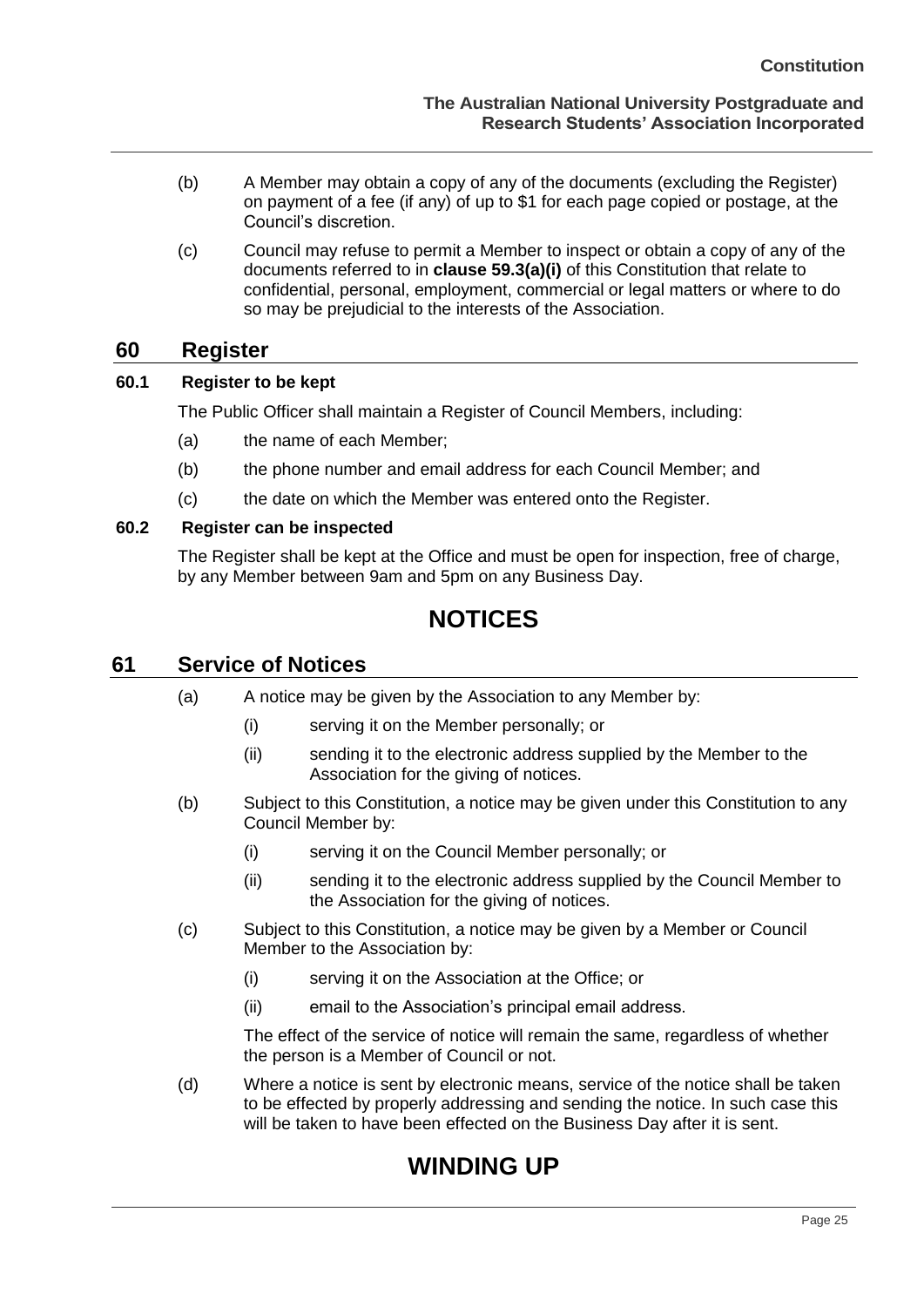(b) A Member may obtain a copy of any of the documents (excluding the Register) on payment of a fee (if any) of up to $1 for each page copied or postage, at the Council's discretion.

(c) Council may refuse to permit a Member to inspect or obtain a copy of any of the documents referred to in **clause 59.3(a)(i)** of this Constitution that relate to confidential, personal, employment, commercial or legal matters or where to do so may be prejudicial to the interests of the Association.

## 60 Register

### 60.1 Register to be kept

The Public Officer shall maintain a Register of Council Members, including:

(a) the name of each Member;

(b) the phone number and email address for each Council Member; and

(c) the date on which the Member was entered onto the Register.

### 60.2 Register can be inspected

The Register shall be kept at the Office and must be open for inspection, free of charge, by any Member between 9am and 5pm on any Business Day.

# NOTICES

## 61 Service of Notices

(a) A notice may be given by the Association to any Member by:

  (i) serving it on the Member personally; or

  (ii) sending it to the electronic address supplied by the Member to the Association for the giving of notices.

(b) Subject to this Constitution, a notice may be given under this Constitution to any Council Member by:

  (i) serving it on the Council Member personally; or

  (ii) sending it to the electronic address supplied by the Council Member to the Association for the giving of notices.

(c) Subject to this Constitution, a notice may be given by a Member or Council Member to the Association by:

  (i) serving it on the Association at the Office; or

  (ii) email to the Association's principal email address.

  The effect of the service of notice will remain the same, regardless of whether the person is a Member of Council or not.

(d) Where a notice is sent by electronic means, service of the notice shall be taken to be effected by properly addressing and sending the notice. In such case this will be taken to have been effected on the Business Day after it is sent.

# WINDING UP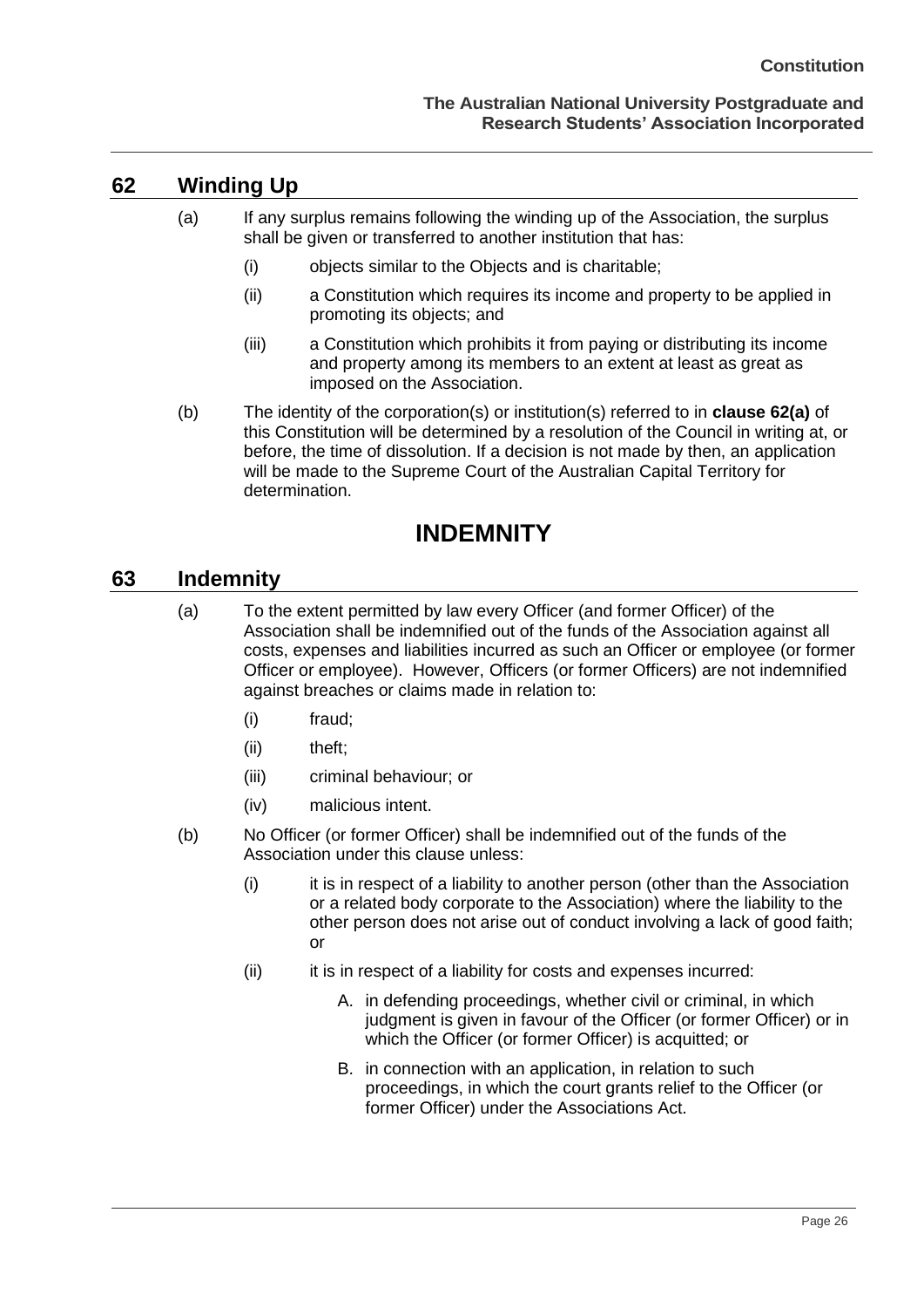## 62 Winding Up

(a) If any surplus remains following the winding up of the Association, the surplus shall be given or transferred to another institution that has:

(i) objects similar to the Objects and is charitable;

(ii) a Constitution which requires its income and property to be applied in promoting its objects; and

(iii) a Constitution which prohibits it from paying or distributing its income and property among its members to an extent at least as great as imposed on the Association.

(b) The identity of the corporation(s) or institution(s) referred to in **clause 62(a)** of this Constitution will be determined by a resolution of the Council in writing at, or before, the time of dissolution. If a decision is not made by then, an application will be made to the Supreme Court of the Australian Capital Territory for determination.

# INDEMNITY

## 63 Indemnity

(a) To the extent permitted by law every Officer (and former Officer) of the Association shall be indemnified out of the funds of the Association against all costs, expenses and liabilities incurred as such an Officer or employee (or former Officer or employee). However, Officers (or former Officers) are not indemnified against breaches or claims made in relation to:

(i) fraud;

(ii) theft;

(iii) criminal behaviour; or

(iv) malicious intent.

(b) No Officer (or former Officer) shall be indemnified out of the funds of the Association under this clause unless:

(i) it is in respect of a liability to another person (other than the Association or a related body corporate to the Association) where the liability to the other person does not arise out of conduct involving a lack of good faith; or

(ii) it is in respect of a liability for costs and expenses incurred:

A. in defending proceedings, whether civil or criminal, in which judgment is given in favour of the Officer (or former Officer) or in which the Officer (or former Officer) is acquitted; or

B. in connection with an application, in relation to such proceedings, in which the court grants relief to the Officer (or former Officer) under the Associations Act.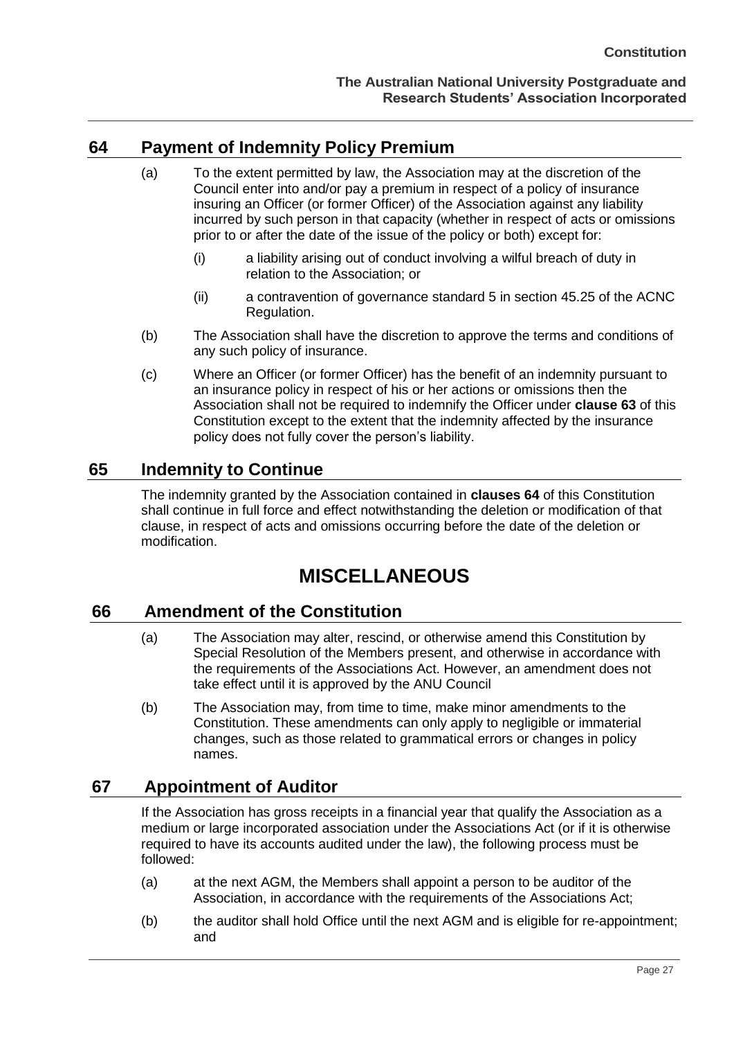## 64 Payment of Indemnity Policy Premium

(a) To the extent permitted by law, the Association may at the discretion of the Council enter into and/or pay a premium in respect of a policy of insurance insuring an Officer (or former Officer) of the Association against any liability incurred by such person in that capacity (whether in respect of acts or omissions prior to or after the date of the issue of the policy or both) except for:

(i) a liability arising out of conduct involving a wilful breach of duty in relation to the Association; or

(ii) a contravention of governance standard 5 in section 45.25 of the ACNC Regulation.

(b) The Association shall have the discretion to approve the terms and conditions of any such policy of insurance.

(c) Where an Officer (or former Officer) has the benefit of an indemnity pursuant to an insurance policy in respect of his or her actions or omissions then the Association shall not be required to indemnify the Officer under **clause 63** of this Constitution except to the extent that the indemnity affected by the insurance policy does not fully cover the person's liability.

## 65 Indemnity to Continue

The indemnity granted by the Association contained in **clauses 64** of this Constitution shall continue in full force and effect notwithstanding the deletion or modification of that clause, in respect of acts and omissions occurring before the date of the deletion or modification.

# MISCELLANEOUS

## 66 Amendment of the Constitution

(a) The Association may alter, rescind, or otherwise amend this Constitution by Special Resolution of the Members present, and otherwise in accordance with the requirements of the Associations Act. However, an amendment does not take effect until it is approved by the ANU Council

(b) The Association may, from time to time, make minor amendments to the Constitution. These amendments can only apply to negligible or immaterial changes, such as those related to grammatical errors or changes in policy names.

## 67 Appointment of Auditor

If the Association has gross receipts in a financial year that qualify the Association as a medium or large incorporated association under the Associations Act (or if it is otherwise required to have its accounts audited under the law), the following process must be followed:

(a) at the next AGM, the Members shall appoint a person to be auditor of the Association, in accordance with the requirements of the Associations Act;

(b) the auditor shall hold Office until the next AGM and is eligible for re-appointment; and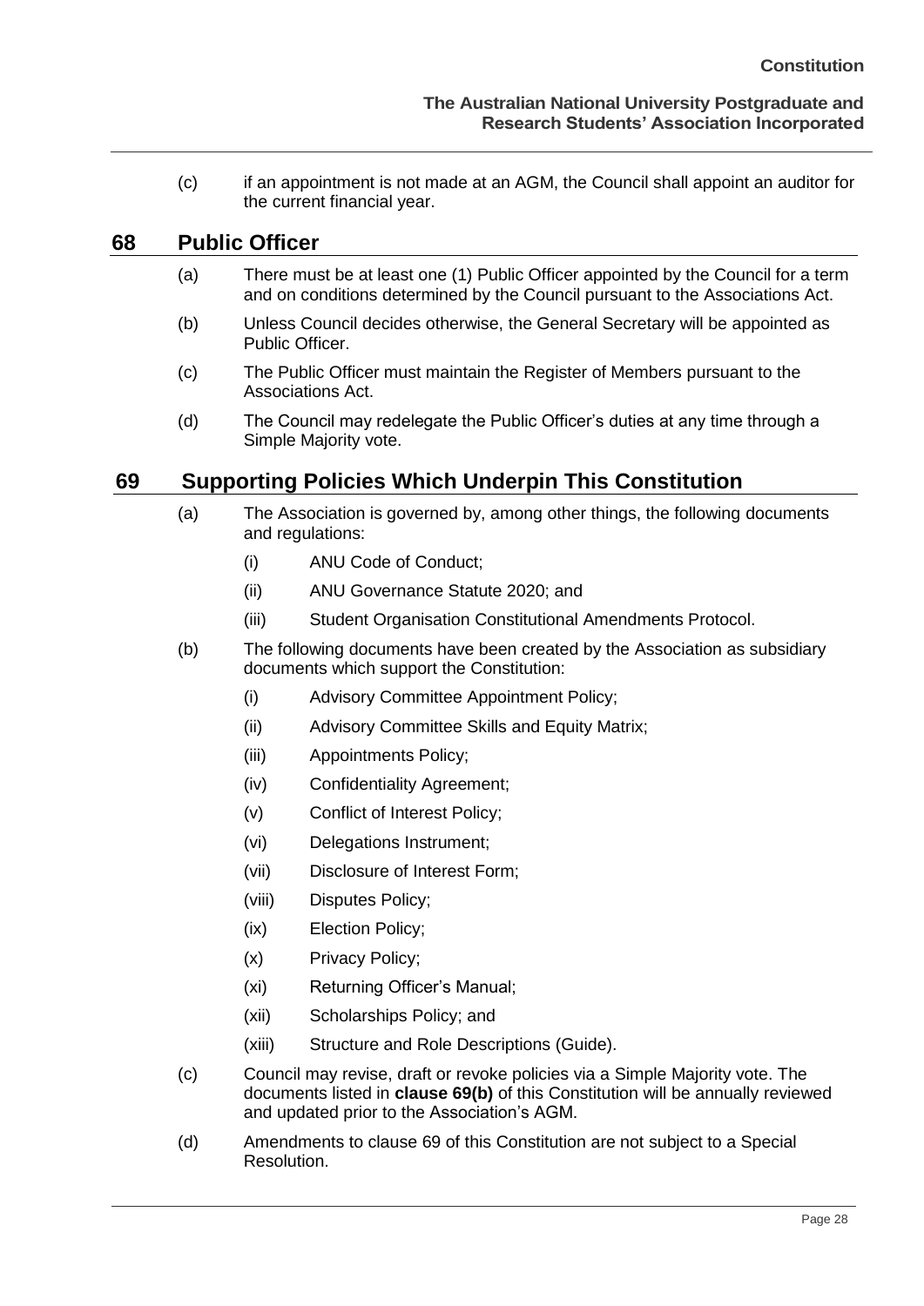(c) if an appointment is not made at an AGM, the Council shall appoint an auditor for the current financial year.

## 68 Public Officer

(a) There must be at least one (1) Public Officer appointed by the Council for a term and on conditions determined by the Council pursuant to the Associations Act.

(b) Unless Council decides otherwise, the General Secretary will be appointed as Public Officer.

(c) The Public Officer must maintain the Register of Members pursuant to the Associations Act.

(d) The Council may redelegate the Public Officer's duties at any time through a Simple Majority vote.

## 69 Supporting Policies Which Underpin This Constitution

(a) The Association is governed by, among other things, the following documents and regulations:

- (i) ANU Code of Conduct;
- (ii) ANU Governance Statute 2020; and
- (iii) Student Organisation Constitutional Amendments Protocol.

(b) The following documents have been created by the Association as subsidiary documents which support the Constitution:

- (i) Advisory Committee Appointment Policy;
- (ii) Advisory Committee Skills and Equity Matrix;
- (iii) Appointments Policy;
- (iv) Confidentiality Agreement;
- (v) Conflict of Interest Policy;
- (vi) Delegations Instrument;
- (vii) Disclosure of Interest Form;
- (viii) Disputes Policy;
- (ix) Election Policy;
- (x) Privacy Policy;
- (xi) Returning Officer's Manual;
- (xii) Scholarships Policy; and
- (xiii) Structure and Role Descriptions (Guide).

(c) Council may revise, draft or revoke policies via a Simple Majority vote. The documents listed in **clause 69(b)** of this Constitution will be annually reviewed and updated prior to the Association's AGM.

(d) Amendments to clause 69 of this Constitution are not subject to a Special Resolution.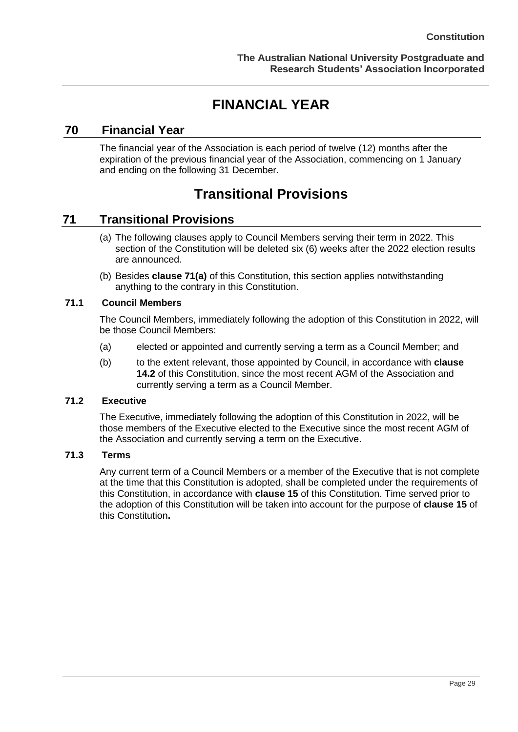# FINANCIAL YEAR

## 70 Financial Year

The financial year of the Association is each period of twelve (12) months after the expiration of the previous financial year of the Association, commencing on 1 January and ending on the following 31 December.

# Transitional Provisions

## 71 Transitional Provisions

(a) The following clauses apply to Council Members serving their term in 2022. This section of the Constitution will be deleted six (6) weeks after the 2022 election results are announced.

(b) Besides **clause 71(a)** of this Constitution, this section applies notwithstanding anything to the contrary in this Constitution.

### 71.1 Council Members

The Council Members, immediately following the adoption of this Constitution in 2022, will be those Council Members:

(a) elected or appointed and currently serving a term as a Council Member; and

(b) to the extent relevant, those appointed by Council, in accordance with **clause 14.2** of this Constitution, since the most recent AGM of the Association and currently serving a term as a Council Member.

### 71.2 Executive

The Executive, immediately following the adoption of this Constitution in 2022, will be those members of the Executive elected to the Executive since the most recent AGM of the Association and currently serving a term on the Executive.

### 71.3 Terms

Any current term of a Council Members or a member of the Executive that is not complete at the time that this Constitution is adopted, shall be completed under the requirements of this Constitution, in accordance with **clause 15** of this Constitution. Time served prior to the adoption of this Constitution will be taken into account for the purpose of **clause 15** of this Constitution**.**